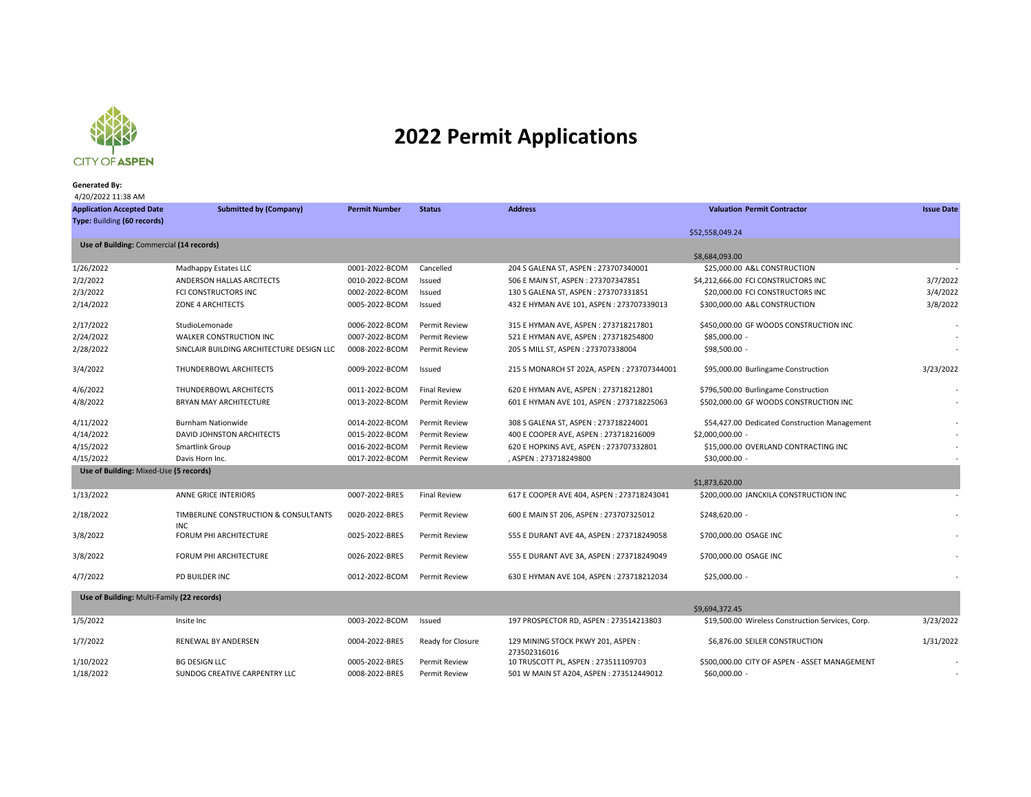CITY OF ASPEN

# 2022 Permit Applications

**Generated By:**
4/20/2022 11:38 AM

| Application Accepted Date | Submitted by (Company) | Permit Number | Status | Address | Valuation | Permit Contractor | Issue Date |
|---|---|---|---|---|---|---|---|
| **Type:** Building **(60 records)** | | | | | $52,558,049.24 | | |
| **Use of Building:** Commercial **(14 records)** | | | | | $8,684,093.00 | | |
| 1/26/2022 | Madhappy Estates LLC | 0001-2022-BCOM | Cancelled | 204 S GALENA ST, ASPEN : 273707340001 | $25,000.00 | A&L CONSTRUCTION | - |
| 2/2/2022 | ANDERSON HALLAS ARCITECTS | 0010-2022-BCOM | Issued | 506 E MAIN ST, ASPEN : 273707347851 | $4,212,666.00 | FCI CONSTRUCTORS INC | 3/7/2022 |
| 2/3/2022 | FCI CONSTRUCTORS INC | 0002-2022-BCOM | Issued | 130 S GALENA ST, ASPEN : 273707331851 | $20,000.00 | FCI CONSTRUCTORS INC | 3/4/2022 |
| 2/14/2022 | ZONE 4 ARCHITECTS | 0005-2022-BCOM | Issued | 432 E HYMAN AVE 101, ASPEN : 273707339013 | $300,000.00 | A&L CONSTRUCTION | 3/8/2022 |
| 2/17/2022 | StudioLemonade | 0006-2022-BCOM | Permit Review | 315 E HYMAN AVE, ASPEN : 273718217801 | $450,000.00 | GF WOODS CONSTRUCTION INC | - |
| 2/24/2022 | WALKER CONSTRUCTION INC | 0007-2022-BCOM | Permit Review | 521 E HYMAN AVE, ASPEN : 273718254800 | $85,000.00 | - | - |
| 2/28/2022 | SINCLAIR BUILDING ARCHITECTURE DESIGN LLC | 0008-2022-BCOM | Permit Review | 205 S MILL ST, ASPEN : 273707338004 | $98,500.00 | - | - |
| 3/4/2022 | THUNDERBOWL ARCHITECTS | 0009-2022-BCOM | Issued | 215 S MONARCH ST 202A, ASPEN : 273707344001 | $95,000.00 | Burlingame Construction | 3/23/2022 |
| 4/6/2022 | THUNDERBOWL ARCHITECTS | 0011-2022-BCOM | Final Review | 620 E HYMAN AVE, ASPEN : 273718212801 | $796,500.00 | Burlingame Construction | - |
| 4/8/2022 | BRYAN MAY ARCHITECTURE | 0013-2022-BCOM | Permit Review | 601 E HYMAN AVE 101, ASPEN : 273718225063 | $502,000.00 | GF WOODS CONSTRUCTION INC | - |
| 4/11/2022 | Burnham Nationwide | 0014-2022-BCOM | Permit Review | 308 S GALENA ST, ASPEN : 273718224001 | $54,427.00 | Dedicated Construction Management | - |
| 4/14/2022 | DAVID JOHNSTON ARCHITECTS | 0015-2022-BCOM | Permit Review | 400 E COOPER AVE, ASPEN : 273718216009 | $2,000,000.00 | - | - |
| 4/15/2022 | Smartlink Group | 0016-2022-BCOM | Permit Review | 620 E HOPKINS AVE, ASPEN : 273707332801 | $15,000.00 | OVERLAND CONTRACTING INC | - |
| 4/15/2022 | Davis Horn Inc. | 0017-2022-BCOM | Permit Review | , ASPEN : 273718249800 | $30,000.00 | - | - |
| **Use of Building:** Mixed-Use **(5 records)** | | | | | $1,873,620.00 | | |
| 1/13/2022 | ANNE GRICE INTERIORS | 0007-2022-BRES | Final Review | 617 E COOPER AVE 404, ASPEN : 273718243041 | $200,000.00 | JANCKILA CONSTRUCTION INC | - |
| 2/18/2022 | TIMBERLINE CONSTRUCTION & CONSULTANTS INC | 0020-2022-BRES | Permit Review | 600 E MAIN ST 206, ASPEN : 273707325012 | $248,620.00 | - | - |
| 3/8/2022 | FORUM PHI ARCHITECTURE | 0025-2022-BRES | Permit Review | 555 E DURANT AVE 4A, ASPEN : 273718249058 | $700,000.00 | OSAGE INC | - |
| 3/8/2022 | FORUM PHI ARCHITECTURE | 0026-2022-BRES | Permit Review | 555 E DURANT AVE 3A, ASPEN : 273718249049 | $700,000.00 | OSAGE INC | - |
| 4/7/2022 | PD BUILDER INC | 0012-2022-BCOM | Permit Review | 630 E HYMAN AVE 104, ASPEN : 273718212034 | $25,000.00 | - | - |
| **Use of Building:** Multi-Family **(22 records)** | | | | | $9,694,372.45 | | |
| 1/5/2022 | Insite Inc | 0003-2022-BCOM | Issued | 197 PROSPECTOR RD, ASPEN : 273514213803 | $19,500.00 | Wireless Construction Services, Corp. | 3/23/2022 |
| 1/7/2022 | RENEWAL BY ANDERSEN | 0004-2022-BRES | Ready for Closure | 129 MINING STOCK PKWY 201, ASPEN : 273502316016 | $6,876.00 | SEILER CONSTRUCTION | 1/31/2022 |
| 1/10/2022 | BG DESIGN LLC | 0005-2022-BRES | Permit Review | 10 TRUSCOTT PL, ASPEN : 273511109703 | $500,000.00 | CITY OF ASPEN - ASSET MANAGEMENT | - |
| 1/18/2022 | SUNDOG CREATIVE CARPENTRY LLC | 0008-2022-BRES | Permit Review | 501 W MAIN ST A204, ASPEN : 273512449012 | $60,000.00 | - | - |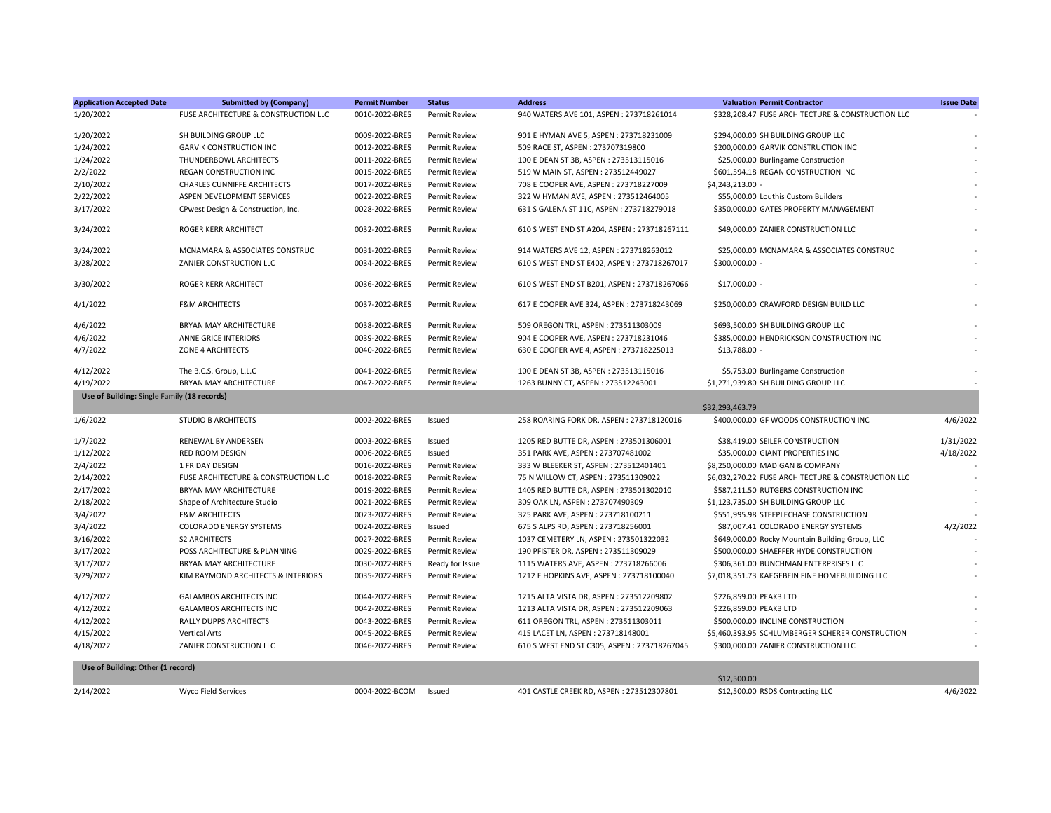| Application Accepted Date | Submitted by (Company) | Permit Number | Status | Address | Valuation | Permit Contractor | Issue Date |
|---|---|---|---|---|---|---|---|
| 1/20/2022 | FUSE ARCHITECTURE & CONSTRUCTION LLC | 0010-2022-BRES | Permit Review | 940 WATERS AVE 101, ASPEN : 273718261014 | $328,208.47 | FUSE ARCHITECTURE & CONSTRUCTION LLC | - |
| 1/20/2022 | SH BUILDING GROUP LLC | 0009-2022-BRES | Permit Review | 901 E HYMAN AVE 5, ASPEN : 273718231009 | $294,000.00 | SH BUILDING GROUP LLC | - |
| 1/24/2022 | GARVIK CONSTRUCTION INC | 0012-2022-BRES | Permit Review | 509 RACE ST, ASPEN : 273707319800 | $200,000.00 | GARVIK CONSTRUCTION INC | - |
| 1/24/2022 | THUNDERBOWL ARCHITECTS | 0011-2022-BRES | Permit Review | 100 E DEAN ST 3B, ASPEN : 273513115016 | $25,000.00 | Burlingame Construction | - |
| 2/2/2022 | REGAN CONSTRUCTION INC | 0015-2022-BRES | Permit Review | 519 W MAIN ST, ASPEN : 273512449027 | $601,594.18 | REGAN CONSTRUCTION INC | - |
| 2/10/2022 | CHARLES CUNNIFFE ARCHITECTS | 0017-2022-BRES | Permit Review | 708 E COOPER AVE, ASPEN : 273718227009 | $4,243,213.00 | - | - |
| 2/22/2022 | ASPEN DEVELOPMENT SERVICES | 0022-2022-BRES | Permit Review | 322 W HYMAN AVE, ASPEN : 273512464005 | $55,000.00 | Louthis Custom Builders | - |
| 3/17/2022 | CPwest Design & Construction, Inc. | 0028-2022-BRES | Permit Review | 631 S GALENA ST 11C, ASPEN : 273718279018 | $350,000.00 | GATES PROPERTY MANAGEMENT | - |
| 3/24/2022 | ROGER KERR ARCHITECT | 0032-2022-BRES | Permit Review | 610 S WEST END ST A204, ASPEN : 273718267111 | $49,000.00 | ZANIER CONSTRUCTION LLC | - |
| 3/24/2022 | MCNAMARA & ASSOCIATES CONSTRUC | 0031-2022-BRES | Permit Review | 914 WATERS AVE 12, ASPEN : 273718263012 | $25,000.00 | MCNAMARA & ASSOCIATES CONSTRUC | - |
| 3/28/2022 | ZANIER CONSTRUCTION LLC | 0034-2022-BRES | Permit Review | 610 S WEST END ST E402, ASPEN : 273718267017 | $300,000.00 | - | - |
| 3/30/2022 | ROGER KERR ARCHITECT | 0036-2022-BRES | Permit Review | 610 S WEST END ST B201, ASPEN : 273718267066 | $17,000.00 | - | - |
| 4/1/2022 | F&M ARCHITECTS | 0037-2022-BRES | Permit Review | 617 E COOPER AVE 324, ASPEN : 273718243069 | $250,000.00 | CRAWFORD DESIGN BUILD LLC | - |
| 4/6/2022 | BRYAN MAY ARCHITECTURE | 0038-2022-BRES | Permit Review | 509 OREGON TRL, ASPEN : 273511303009 | $693,500.00 | SH BUILDING GROUP LLC | - |
| 4/6/2022 | ANNE GRICE INTERIORS | 0039-2022-BRES | Permit Review | 904 E COOPER AVE, ASPEN : 273718231046 | $385,000.00 | HENDRICKSON CONSTRUCTION INC | - |
| 4/7/2022 | ZONE 4 ARCHITECTS | 0040-2022-BRES | Permit Review | 630 E COOPER AVE 4, ASPEN : 273718225013 | $13,788.00 | - | - |
| 4/12/2022 | The B.C.S. Group, L.L.C | 0041-2022-BRES | Permit Review | 100 E DEAN ST 3B, ASPEN : 273513115016 | $5,753.00 | Burlingame Construction | - |
| 4/19/2022 | BRYAN MAY ARCHITECTURE | 0047-2022-BRES | Permit Review | 1263 BUNNY CT, ASPEN : 273512243001 | $1,271,939.80 | SH BUILDING GROUP LLC | - |
| **Use of Building:** Single Family **(18 records)** | | | | | $32,293,463.79 | | |
| 1/6/2022 | STUDIO B ARCHITECTS | 0002-2022-BRES | Issued | 258 ROARING FORK DR, ASPEN : 273718120016 | $400,000.00 | GF WOODS CONSTRUCTION INC | 4/6/2022 |
| 1/7/2022 | RENEWAL BY ANDERSEN | 0003-2022-BRES | Issued | 1205 RED BUTTE DR, ASPEN : 273501306001 | $38,419.00 | SEILER CONSTRUCTION | 1/31/2022 |
| 1/12/2022 | RED ROOM DESIGN | 0006-2022-BRES | Issued | 351 PARK AVE, ASPEN : 273707481002 | $35,000.00 | GIANT PROPERTIES INC | 4/18/2022 |
| 2/4/2022 | 1 FRIDAY DESIGN | 0016-2022-BRES | Permit Review | 333 W BLEEKER ST, ASPEN : 273512401401 | $8,250,000.00 | MADIGAN & COMPANY | - |
| 2/14/2022 | FUSE ARCHITECTURE & CONSTRUCTION LLC | 0018-2022-BRES | Permit Review | 75 N WILLOW CT, ASPEN : 273511309022 | $6,032,270.22 | FUSE ARCHITECTURE & CONSTRUCTION LLC | - |
| 2/17/2022 | BRYAN MAY ARCHITECTURE | 0019-2022-BRES | Permit Review | 1405 RED BUTTE DR, ASPEN : 273501302010 | $587,211.50 | RUTGERS CONSTRUCTION INC | - |
| 2/18/2022 | Shape of Architecture Studio | 0021-2022-BRES | Permit Review | 309 OAK LN, ASPEN : 273707490309 | $1,123,735.00 | SH BUILDING GROUP LLC | - |
| 3/4/2022 | F&M ARCHITECTS | 0023-2022-BRES | Permit Review | 325 PARK AVE, ASPEN : 273718100211 | $551,995.98 | STEEPLECHASE CONSTRUCTION | - |
| 3/4/2022 | COLORADO ENERGY SYSTEMS | 0024-2022-BRES | Issued | 675 S ALPS RD, ASPEN : 273718256001 | $87,007.41 | COLORADO ENERGY SYSTEMS | 4/2/2022 |
| 3/16/2022 | S2 ARCHITECTS | 0027-2022-BRES | Permit Review | 1037 CEMETERY LN, ASPEN : 273501322032 | $649,000.00 | Rocky Mountain Building Group, LLC | - |
| 3/17/2022 | POSS ARCHITECTURE & PLANNING | 0029-2022-BRES | Permit Review | 190 PFISTER DR, ASPEN : 273511309029 | $500,000.00 | SHAEFFER HYDE CONSTRUCTION | - |
| 3/17/2022 | BRYAN MAY ARCHITECTURE | 0030-2022-BRES | Ready for Issue | 1115 WATERS AVE, ASPEN : 273718266006 | $306,361.00 | BUNCHMAN ENTERPRISES LLC | - |
| 3/29/2022 | KIM RAYMOND ARCHITECTS & INTERIORS | 0035-2022-BRES | Permit Review | 1212 E HOPKINS AVE, ASPEN : 273718100040 | $7,018,351.73 | KAEGEBEIN FINE HOMEBUILDING LLC | - |
| 4/12/2022 | GALAMBOS ARCHITECTS INC | 0044-2022-BRES | Permit Review | 1215 ALTA VISTA DR, ASPEN : 273512209802 | $226,859.00 | PEAK3 LTD | - |
| 4/12/2022 | GALAMBOS ARCHITECTS INC | 0042-2022-BRES | Permit Review | 1213 ALTA VISTA DR, ASPEN : 273512209063 | $226,859.00 | PEAK3 LTD | - |
| 4/12/2022 | RALLY DUPPS ARCHITECTS | 0043-2022-BRES | Permit Review | 611 OREGON TRL, ASPEN : 273511303011 | $500,000.00 | INCLINE CONSTRUCTION | - |
| 4/15/2022 | Vertical Arts | 0045-2022-BRES | Permit Review | 415 LACET LN, ASPEN : 273718148001 | $5,460,393.95 | SCHLUMBERGER SCHERER CONSTRUCTION | - |
| 4/18/2022 | ZANIER CONSTRUCTION LLC | 0046-2022-BRES | Permit Review | 610 S WEST END ST C305, ASPEN : 273718267045 | $300,000.00 | ZANIER CONSTRUCTION LLC | - |
| **Use of Building:** Other **(1 record)** | | | | | $12,500.00 | | |
| 2/14/2022 | Wyco Field Services | 0004-2022-BCOM | Issued | 401 CASTLE CREEK RD, ASPEN : 273512307801 | $12,500.00 | RSDS Contracting LLC | 4/6/2022 |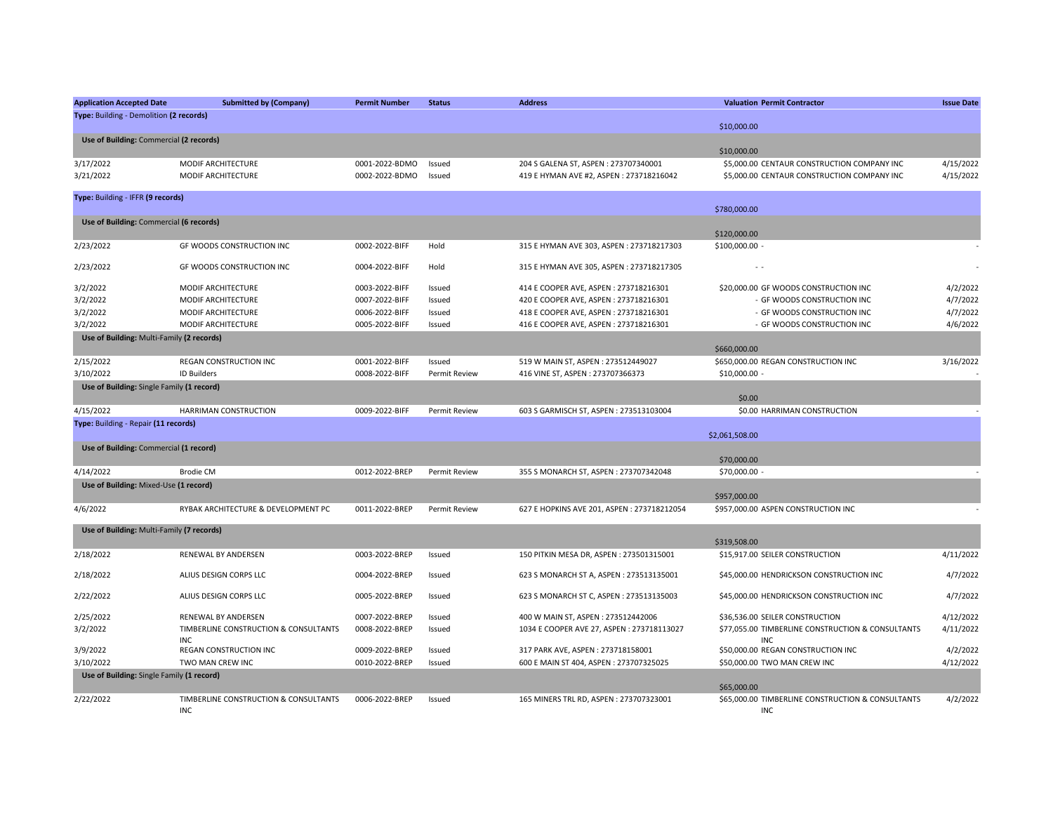| Application Accepted Date | Submitted by (Company) | Permit Number | Status | Address | Valuation | Permit Contractor | Issue Date |
|---|---|---|---|---|---|---|---|
| **Type:** Building - Demolition **(2 records)** | | | | | $10,000.00 | | |
| **Use of Building:** Commercial **(2 records)** | | | | | $10,000.00 | | |
| 3/17/2022 | MODIF ARCHITECTURE | 0001-2022-BDMO | Issued | 204 S GALENA ST, ASPEN : 273707340001 | $5,000.00 | CENTAUR CONSTRUCTION COMPANY INC | 4/15/2022 |
| 3/21/2022 | MODIF ARCHITECTURE | 0002-2022-BDMO | Issued | 419 E HYMAN AVE #2, ASPEN : 273718216042 | $5,000.00 | CENTAUR CONSTRUCTION COMPANY INC | 4/15/2022 |
| **Type:** Building - IFFR **(9 records)** | | | | | $780,000.00 | | |
| **Use of Building:** Commercial **(6 records)** | | | | | $120,000.00 | | |
| 2/23/2022 | GF WOODS CONSTRUCTION INC | 0002-2022-BIFF | Hold | 315 E HYMAN AVE 303, ASPEN : 273718217303 | $100,000.00 | - | - |
| 2/23/2022 | GF WOODS CONSTRUCTION INC | 0004-2022-BIFF | Hold | 315 E HYMAN AVE 305, ASPEN : 273718217305 | - | - | - |
| 3/2/2022 | MODIF ARCHITECTURE | 0003-2022-BIFF | Issued | 414 E COOPER AVE, ASPEN : 273718216301 | $20,000.00 | GF WOODS CONSTRUCTION INC | 4/2/2022 |
| 3/2/2022 | MODIF ARCHITECTURE | 0007-2022-BIFF | Issued | 420 E COOPER AVE, ASPEN : 273718216301 | - | GF WOODS CONSTRUCTION INC | 4/7/2022 |
| 3/2/2022 | MODIF ARCHITECTURE | 0006-2022-BIFF | Issued | 418 E COOPER AVE, ASPEN : 273718216301 | - | GF WOODS CONSTRUCTION INC | 4/7/2022 |
| 3/2/2022 | MODIF ARCHITECTURE | 0005-2022-BIFF | Issued | 416 E COOPER AVE, ASPEN : 273718216301 | - | GF WOODS CONSTRUCTION INC | 4/6/2022 |
| **Use of Building:** Multi-Family **(2 records)** | | | | | $660,000.00 | | |
| 2/15/2022 | REGAN CONSTRUCTION INC | 0001-2022-BIFF | Issued | 519 W MAIN ST, ASPEN : 273512449027 | $650,000.00 | REGAN CONSTRUCTION INC | 3/16/2022 |
| 3/10/2022 | ID Builders | 0008-2022-BIFF | Permit Review | 416 VINE ST, ASPEN : 273707366373 | $10,000.00 | - | - |
| **Use of Building:** Single Family **(1 record)** | | | | | $0.00 | | |
| 4/15/2022 | HARRIMAN CONSTRUCTION | 0009-2022-BIFF | Permit Review | 603 S GARMISCH ST, ASPEN : 273513103004 | $0.00 | HARRIMAN CONSTRUCTION | - |
| **Type:** Building - Repair **(11 records)** | | | | | $2,061,508.00 | | |
| **Use of Building:** Commercial **(1 record)** | | | | | $70,000.00 | | |
| 4/14/2022 | Brodie CM | 0012-2022-BREP | Permit Review | 355 S MONARCH ST, ASPEN : 273707342048 | $70,000.00 | - | - |
| **Use of Building:** Mixed-Use **(1 record)** | | | | | $957,000.00 | | |
| 4/6/2022 | RYBAK ARCHITECTURE & DEVELOPMENT PC | 0011-2022-BREP | Permit Review | 627 E HOPKINS AVE 201, ASPEN : 273718212054 | $957,000.00 | ASPEN CONSTRUCTION INC | - |
| **Use of Building:** Multi-Family **(7 records)** | | | | | $319,508.00 | | |
| 2/18/2022 | RENEWAL BY ANDERSEN | 0003-2022-BREP | Issued | 150 PITKIN MESA DR, ASPEN : 273501315001 | $15,917.00 | SEILER CONSTRUCTION | 4/11/2022 |
| 2/18/2022 | ALIUS DESIGN CORPS LLC | 0004-2022-BREP | Issued | 623 S MONARCH ST A, ASPEN : 273513135001 | $45,000.00 | HENDRICKSON CONSTRUCTION INC | 4/7/2022 |
| 2/22/2022 | ALIUS DESIGN CORPS LLC | 0005-2022-BREP | Issued | 623 S MONARCH ST C, ASPEN : 273513135003 | $45,000.00 | HENDRICKSON CONSTRUCTION INC | 4/7/2022 |
| 2/25/2022 | RENEWAL BY ANDERSEN | 0007-2022-BREP | Issued | 400 W MAIN ST, ASPEN : 273512442006 | $36,536.00 | SEILER CONSTRUCTION | 4/12/2022 |
| 3/2/2022 | TIMBERLINE CONSTRUCTION & CONSULTANTS INC | 0008-2022-BREP | Issued | 1034 E COOPER AVE 27, ASPEN : 273718113027 | $77,055.00 | TIMBERLINE CONSTRUCTION & CONSULTANTS INC | 4/11/2022 |
| 3/9/2022 | REGAN CONSTRUCTION INC | 0009-2022-BREP | Issued | 317 PARK AVE, ASPEN : 273718158001 | $50,000.00 | REGAN CONSTRUCTION INC | 4/2/2022 |
| 3/10/2022 | TWO MAN CREW INC | 0010-2022-BREP | Issued | 600 E MAIN ST 404, ASPEN : 273707325025 | $50,000.00 | TWO MAN CREW INC | 4/12/2022 |
| **Use of Building:** Single Family **(1 record)** | | | | | $65,000.00 | | |
| 2/22/2022 | TIMBERLINE CONSTRUCTION & CONSULTANTS INC | 0006-2022-BREP | Issued | 165 MINERS TRL RD, ASPEN : 273707323001 | $65,000.00 | TIMBERLINE CONSTRUCTION & CONSULTANTS INC | 4/2/2022 |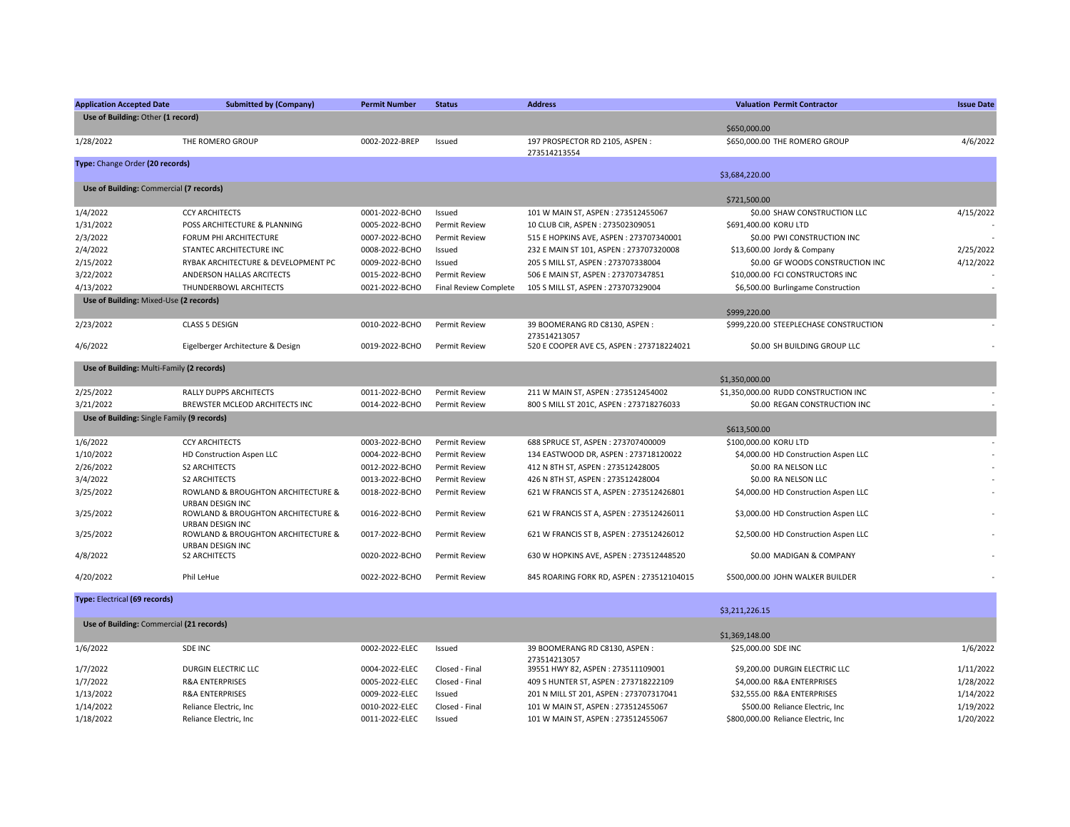| Application Accepted Date | Submitted by (Company) | Permit Number | Status | Address | Valuation | Permit Contractor | Issue Date |
|---|---|---|---|---|---|---|---|
| **Use of Building:** Other **(1 record)** | | | | | $650,000.00 | | |
| 1/28/2022 | THE ROMERO GROUP | 0002-2022-BREP | Issued | 197 PROSPECTOR RD 2105, ASPEN : 273514213554 | $650,000.00 | THE ROMERO GROUP | 4/6/2022 |
| **Type:** Change Order **(20 records)** | | | | | $3,684,220.00 | | |
| **Use of Building:** Commercial **(7 records)** | | | | | $721,500.00 | | |
| 1/4/2022 | CCY ARCHITECTS | 0001-2022-BCHO | Issued | 101 W MAIN ST, ASPEN : 273512455067 | $0.00 | SHAW CONSTRUCTION LLC | 4/15/2022 |
| 1/31/2022 | POSS ARCHITECTURE & PLANNING | 0005-2022-BCHO | Permit Review | 10 CLUB CIR, ASPEN : 273502309051 | $691,400.00 | KORU LTD | - |
| 2/3/2022 | FORUM PHI ARCHITECTURE | 0007-2022-BCHO | Permit Review | 515 E HOPKINS AVE, ASPEN : 273707340001 | $0.00 | PWI CONSTRUCTION INC | - |
| 2/4/2022 | STANTEC ARCHITECTURE INC | 0008-2022-BCHO | Issued | 232 E MAIN ST 101, ASPEN : 273707320008 | $13,600.00 | Jordy & Company | 2/25/2022 |
| 2/15/2022 | RYBAK ARCHITECTURE & DEVELOPMENT PC | 0009-2022-BCHO | Issued | 205 S MILL ST, ASPEN : 273707338004 | $0.00 | GF WOODS CONSTRUCTION INC | 4/12/2022 |
| 3/22/2022 | ANDERSON HALLAS ARCITECTS | 0015-2022-BCHO | Permit Review | 506 E MAIN ST, ASPEN : 273707347851 | $10,000.00 | FCI CONSTRUCTORS INC | - |
| 4/13/2022 | THUNDERBOWL ARCHITECTS | 0021-2022-BCHO | Final Review Complete | 105 S MILL ST, ASPEN : 273707329004 | $6,500.00 | Burlingame Construction | - |
| **Use of Building:** Mixed-Use **(2 records)** | | | | | $999,220.00 | | |
| 2/23/2022 | CLASS 5 DESIGN | 0010-2022-BCHO | Permit Review | 39 BOOMERANG RD C8130, ASPEN : 273514213057 | $999,220.00 | STEEPLECHASE CONSTRUCTION | - |
| 4/6/2022 | Eigelberger Architecture & Design | 0019-2022-BCHO | Permit Review | 520 E COOPER AVE C5, ASPEN : 273718224021 | $0.00 | SH BUILDING GROUP LLC | - |
| **Use of Building:** Multi-Family **(2 records)** | | | | | $1,350,000.00 | | |
| 2/25/2022 | RALLY DUPPS ARCHITECTS | 0011-2022-BCHO | Permit Review | 211 W MAIN ST, ASPEN : 273512454002 | $1,350,000.00 | RUDD CONSTRUCTION INC | - |
| 3/21/2022 | BREWSTER MCLEOD ARCHITECTS INC | 0014-2022-BCHO | Permit Review | 800 S MILL ST 201C, ASPEN : 273718276033 | $0.00 | REGAN CONSTRUCTION INC | - |
| **Use of Building:** Single Family **(9 records)** | | | | | $613,500.00 | | |
| 1/6/2022 | CCY ARCHITECTS | 0003-2022-BCHO | Permit Review | 688 SPRUCE ST, ASPEN : 273707400009 | $100,000.00 | KORU LTD | - |
| 1/10/2022 | HD Construction Aspen LLC | 0004-2022-BCHO | Permit Review | 134 EASTWOOD DR, ASPEN : 273718120022 | $4,000.00 | HD Construction Aspen LLC | - |
| 2/26/2022 | S2 ARCHITECTS | 0012-2022-BCHO | Permit Review | 412 N 8TH ST, ASPEN : 273512428005 | $0.00 | RA NELSON LLC | - |
| 3/4/2022 | S2 ARCHITECTS | 0013-2022-BCHO | Permit Review | 426 N 8TH ST, ASPEN : 273512428004 | $0.00 | RA NELSON LLC | - |
| 3/25/2022 | ROWLAND & BROUGHTON ARCHITECTURE & URBAN DESIGN INC | 0018-2022-BCHO | Permit Review | 621 W FRANCIS ST A, ASPEN : 273512426801 | $4,000.00 | HD Construction Aspen LLC | - |
| 3/25/2022 | ROWLAND & BROUGHTON ARCHITECTURE & URBAN DESIGN INC | 0016-2022-BCHO | Permit Review | 621 W FRANCIS ST A, ASPEN : 273512426011 | $3,000.00 | HD Construction Aspen LLC | - |
| 3/25/2022 | ROWLAND & BROUGHTON ARCHITECTURE & URBAN DESIGN INC | 0017-2022-BCHO | Permit Review | 621 W FRANCIS ST B, ASPEN : 273512426012 | $2,500.00 | HD Construction Aspen LLC | - |
| 4/8/2022 | S2 ARCHITECTS | 0020-2022-BCHO | Permit Review | 630 W HOPKINS AVE, ASPEN : 273512448520 | $0.00 | MADIGAN & COMPANY | - |
| 4/20/2022 | Phil LeHue | 0022-2022-BCHO | Permit Review | 845 ROARING FORK RD, ASPEN : 273512104015 | $500,000.00 | JOHN WALKER BUILDER | - |
| **Type:** Electrical **(69 records)** | | | | | $3,211,226.15 | | |
| **Use of Building:** Commercial **(21 records)** | | | | | $1,369,148.00 | | |
| 1/6/2022 | SDE INC | 0002-2022-ELEC | Issued | 39 BOOMERANG RD C8130, ASPEN : 273514213057 | $25,000.00 | SDE INC | 1/6/2022 |
| 1/7/2022 | DURGIN ELECTRIC LLC | 0004-2022-ELEC | Closed - Final | 39551 HWY 82, ASPEN : 273511109001 | $9,200.00 | DURGIN ELECTRIC LLC | 1/11/2022 |
| 1/7/2022 | R&A ENTERPRISES | 0005-2022-ELEC | Closed - Final | 409 S HUNTER ST, ASPEN : 273718222109 | $4,000.00 | R&A ENTERPRISES | 1/28/2022 |
| 1/13/2022 | R&A ENTERPRISES | 0009-2022-ELEC | Issued | 201 N MILL ST 201, ASPEN : 273707317041 | $32,555.00 | R&A ENTERPRISES | 1/14/2022 |
| 1/14/2022 | Reliance Electric, Inc | 0010-2022-ELEC | Closed - Final | 101 W MAIN ST, ASPEN : 273512455067 | $500.00 | Reliance Electric, Inc | 1/19/2022 |
| 1/18/2022 | Reliance Electric, Inc | 0011-2022-ELEC | Issued | 101 W MAIN ST, ASPEN : 273512455067 | $800,000.00 | Reliance Electric, Inc | 1/20/2022 |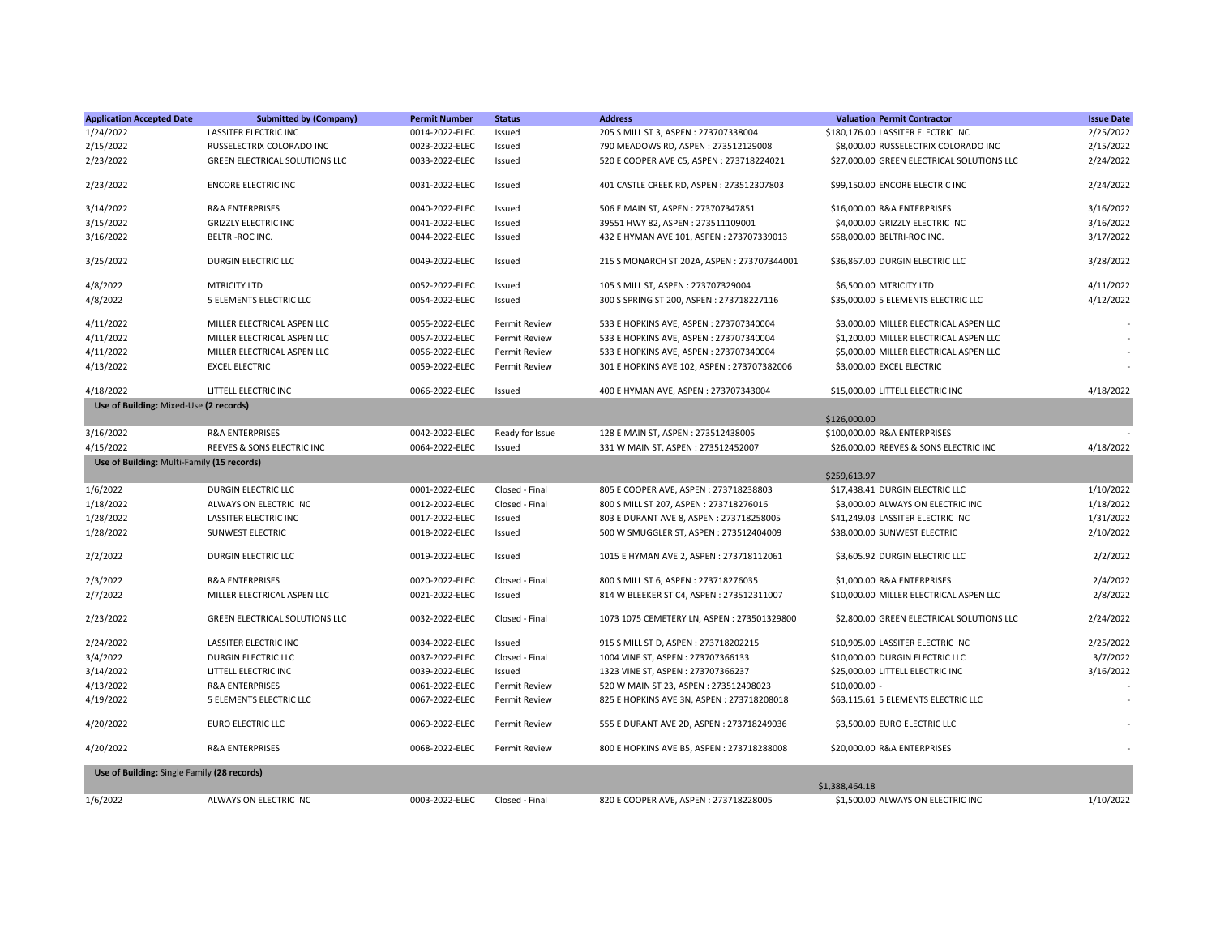| Application Accepted Date | Submitted by (Company) | Permit Number | Status | Address | Valuation | Permit Contractor | Issue Date |
|---|---|---|---|---|---|---|---|
| 1/24/2022 | LASSITER ELECTRIC INC | 0014-2022-ELEC | Issued | 205 S MILL ST 3, ASPEN : 273707338004 | $180,176.00 | LASSITER ELECTRIC INC | 2/25/2022 |
| 2/15/2022 | RUSSELECTRIX COLORADO INC | 0023-2022-ELEC | Issued | 790 MEADOWS RD, ASPEN : 273512129008 | $8,000.00 | RUSSELECTRIX COLORADO INC | 2/15/2022 |
| 2/23/2022 | GREEN ELECTRICAL SOLUTIONS LLC | 0033-2022-ELEC | Issued | 520 E COOPER AVE C5, ASPEN : 273718224021 | $27,000.00 | GREEN ELECTRICAL SOLUTIONS LLC | 2/24/2022 |
| 2/23/2022 | ENCORE ELECTRIC INC | 0031-2022-ELEC | Issued | 401 CASTLE CREEK RD, ASPEN : 273512307803 | $99,150.00 | ENCORE ELECTRIC INC | 2/24/2022 |
| 3/14/2022 | R&A ENTERPRISES | 0040-2022-ELEC | Issued | 506 E MAIN ST, ASPEN : 273707347851 | $16,000.00 | R&A ENTERPRISES | 3/16/2022 |
| 3/15/2022 | GRIZZLY ELECTRIC INC | 0041-2022-ELEC | Issued | 39551 HWY 82, ASPEN : 273511109001 | $4,000.00 | GRIZZLY ELECTRIC INC | 3/16/2022 |
| 3/16/2022 | BELTRI-ROC INC. | 0044-2022-ELEC | Issued | 432 E HYMAN AVE 101, ASPEN : 273707339013 | $58,000.00 | BELTRI-ROC INC. | 3/17/2022 |
| 3/25/2022 | DURGIN ELECTRIC LLC | 0049-2022-ELEC | Issued | 215 S MONARCH ST 202A, ASPEN : 273707344001 | $36,867.00 | DURGIN ELECTRIC LLC | 3/28/2022 |
| 4/8/2022 | MTRICITY LTD | 0052-2022-ELEC | Issued | 105 S MILL ST, ASPEN : 273707329004 | $6,500.00 | MTRICITY LTD | 4/11/2022 |
| 4/8/2022 | 5 ELEMENTS ELECTRIC LLC | 0054-2022-ELEC | Issued | 300 S SPRING ST 200, ASPEN : 273718227116 | $35,000.00 | 5 ELEMENTS ELECTRIC LLC | 4/12/2022 |
| 4/11/2022 | MILLER ELECTRICAL ASPEN LLC | 0055-2022-ELEC | Permit Review | 533 E HOPKINS AVE, ASPEN : 273707340004 | $3,000.00 | MILLER ELECTRICAL ASPEN LLC | - |
| 4/11/2022 | MILLER ELECTRICAL ASPEN LLC | 0057-2022-ELEC | Permit Review | 533 E HOPKINS AVE, ASPEN : 273707340004 | $1,200.00 | MILLER ELECTRICAL ASPEN LLC | - |
| 4/11/2022 | MILLER ELECTRICAL ASPEN LLC | 0056-2022-ELEC | Permit Review | 533 E HOPKINS AVE, ASPEN : 273707340004 | $5,000.00 | MILLER ELECTRICAL ASPEN LLC | - |
| 4/13/2022 | EXCEL ELECTRIC | 0059-2022-ELEC | Permit Review | 301 E HOPKINS AVE 102, ASPEN : 273707382006 | $3,000.00 | EXCEL ELECTRIC | - |
| 4/18/2022 | LITTELL ELECTRIC INC | 0066-2022-ELEC | Issued | 400 E HYMAN AVE, ASPEN : 273707343004 | $15,000.00 | LITTELL ELECTRIC INC | 4/18/2022 |
| **Use of Building:** Mixed-Use **(2 records)** | | | | | $126,000.00 | | |
| 3/16/2022 | R&A ENTERPRISES | 0042-2022-ELEC | Ready for Issue | 128 E MAIN ST, ASPEN : 273512438005 | $100,000.00 | R&A ENTERPRISES | - |
| 4/15/2022 | REEVES & SONS ELECTRIC INC | 0064-2022-ELEC | Issued | 331 W MAIN ST, ASPEN : 273512452007 | $26,000.00 | REEVES & SONS ELECTRIC INC | 4/18/2022 |
| **Use of Building:** Multi-Family **(15 records)** | | | | | $259,613.97 | | |
| 1/6/2022 | DURGIN ELECTRIC LLC | 0001-2022-ELEC | Closed - Final | 805 E COOPER AVE, ASPEN : 273718238803 | $17,438.41 | DURGIN ELECTRIC LLC | 1/10/2022 |
| 1/18/2022 | ALWAYS ON ELECTRIC INC | 0012-2022-ELEC | Closed - Final | 800 S MILL ST 207, ASPEN : 273718276016 | $3,000.00 | ALWAYS ON ELECTRIC INC | 1/18/2022 |
| 1/28/2022 | LASSITER ELECTRIC INC | 0017-2022-ELEC | Issued | 803 E DURANT AVE 8, ASPEN : 273718258005 | $41,249.03 | LASSITER ELECTRIC INC | 1/31/2022 |
| 1/28/2022 | SUNWEST ELECTRIC | 0018-2022-ELEC | Issued | 500 W SMUGGLER ST, ASPEN : 273512404009 | $38,000.00 | SUNWEST ELECTRIC | 2/10/2022 |
| 2/2/2022 | DURGIN ELECTRIC LLC | 0019-2022-ELEC | Issued | 1015 E HYMAN AVE 2, ASPEN : 273718112061 | $3,605.92 | DURGIN ELECTRIC LLC | 2/2/2022 |
| 2/3/2022 | R&A ENTERPRISES | 0020-2022-ELEC | Closed - Final | 800 S MILL ST 6, ASPEN : 273718276035 | $1,000.00 | R&A ENTERPRISES | 2/4/2022 |
| 2/7/2022 | MILLER ELECTRICAL ASPEN LLC | 0021-2022-ELEC | Issued | 814 W BLEEKER ST C4, ASPEN : 273512311007 | $10,000.00 | MILLER ELECTRICAL ASPEN LLC | 2/8/2022 |
| 2/23/2022 | GREEN ELECTRICAL SOLUTIONS LLC | 0032-2022-ELEC | Closed - Final | 1073 1075 CEMETERY LN, ASPEN : 273501329800 | $2,800.00 | GREEN ELECTRICAL SOLUTIONS LLC | 2/24/2022 |
| 2/24/2022 | LASSITER ELECTRIC INC | 0034-2022-ELEC | Issued | 915 S MILL ST D, ASPEN : 273718202215 | $10,905.00 | LASSITER ELECTRIC INC | 2/25/2022 |
| 3/4/2022 | DURGIN ELECTRIC LLC | 0037-2022-ELEC | Closed - Final | 1004 VINE ST, ASPEN : 273707366133 | $10,000.00 | DURGIN ELECTRIC LLC | 3/7/2022 |
| 3/14/2022 | LITTELL ELECTRIC INC | 0039-2022-ELEC | Issued | 1323 VINE ST, ASPEN : 273707366237 | $25,000.00 | LITTELL ELECTRIC INC | 3/16/2022 |
| 4/13/2022 | R&A ENTERPRISES | 0061-2022-ELEC | Permit Review | 520 W MAIN ST 23, ASPEN : 273512498023 | $10,000.00 | - | - |
| 4/19/2022 | 5 ELEMENTS ELECTRIC LLC | 0067-2022-ELEC | Permit Review | 825 E HOPKINS AVE 3N, ASPEN : 273718208018 | $63,115.61 | 5 ELEMENTS ELECTRIC LLC | - |
| 4/20/2022 | EURO ELECTRIC LLC | 0069-2022-ELEC | Permit Review | 555 E DURANT AVE 2D, ASPEN : 273718249036 | $3,500.00 | EURO ELECTRIC LLC | - |
| 4/20/2022 | R&A ENTERPRISES | 0068-2022-ELEC | Permit Review | 800 E HOPKINS AVE B5, ASPEN : 273718288008 | $20,000.00 | R&A ENTERPRISES | - |
| **Use of Building:** Single Family **(28 records)** | | | | | $1,388,464.18 | | |
| 1/6/2022 | ALWAYS ON ELECTRIC INC | 0003-2022-ELEC | Closed - Final | 820 E COOPER AVE, ASPEN : 273718228005 | $1,500.00 | ALWAYS ON ELECTRIC INC | 1/10/2022 |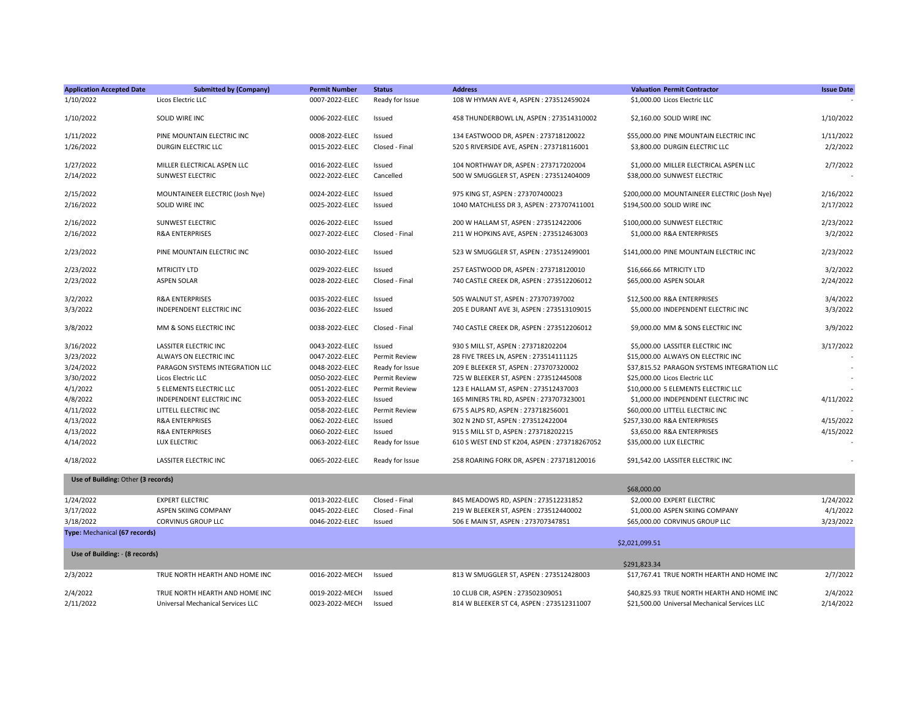| Application Accepted Date | Submitted by (Company) | Permit Number | Status | Address | Valuation | Permit Contractor | Issue Date |
|---|---|---|---|---|---|---|---|
| 1/10/2022 | Licos Electric LLC | 0007-2022-ELEC | Ready for Issue | 108 W HYMAN AVE 4, ASPEN : 273512459024 | $1,000.00 | Licos Electric LLC | - |
| 1/10/2022 | SOLID WIRE INC | 0006-2022-ELEC | Issued | 458 THUNDERBOWL LN, ASPEN : 273514310002 | $2,160.00 | SOLID WIRE INC | 1/10/2022 |
| 1/11/2022 | PINE MOUNTAIN ELECTRIC INC | 0008-2022-ELEC | Issued | 134 EASTWOOD DR, ASPEN : 273718120022 | $55,000.00 | PINE MOUNTAIN ELECTRIC INC | 1/11/2022 |
| 1/26/2022 | DURGIN ELECTRIC LLC | 0015-2022-ELEC | Closed - Final | 520 S RIVERSIDE AVE, ASPEN : 273718116001 | $3,800.00 | DURGIN ELECTRIC LLC | 2/2/2022 |
| 1/27/2022 | MILLER ELECTRICAL ASPEN LLC | 0016-2022-ELEC | Issued | 104 NORTHWAY DR, ASPEN : 273717202004 | $1,000.00 | MILLER ELECTRICAL ASPEN LLC | 2/7/2022 |
| 2/14/2022 | SUNWEST ELECTRIC | 0022-2022-ELEC | Cancelled | 500 W SMUGGLER ST, ASPEN : 273512404009 | $38,000.00 | SUNWEST ELECTRIC | - |
| 2/15/2022 | MOUNTAINEER ELECTRIC (Josh Nye) | 0024-2022-ELEC | Issued | 975 KING ST, ASPEN : 273707400023 | $200,000.00 | MOUNTAINEER ELECTRIC (Josh Nye) | 2/16/2022 |
| 2/16/2022 | SOLID WIRE INC | 0025-2022-ELEC | Issued | 1040 MATCHLESS DR 3, ASPEN : 273707411001 | $194,500.00 | SOLID WIRE INC | 2/17/2022 |
| 2/16/2022 | SUNWEST ELECTRIC | 0026-2022-ELEC | Issued | 200 W HALLAM ST, ASPEN : 273512422006 | $100,000.00 | SUNWEST ELECTRIC | 2/23/2022 |
| 2/16/2022 | R&A ENTERPRISES | 0027-2022-ELEC | Closed - Final | 211 W HOPKINS AVE, ASPEN : 273512463003 | $1,000.00 | R&A ENTERPRISES | 3/2/2022 |
| 2/23/2022 | PINE MOUNTAIN ELECTRIC INC | 0030-2022-ELEC | Issued | 523 W SMUGGLER ST, ASPEN : 273512499001 | $141,000.00 | PINE MOUNTAIN ELECTRIC INC | 2/23/2022 |
| 2/23/2022 | MTRICITY LTD | 0029-2022-ELEC | Issued | 257 EASTWOOD DR, ASPEN : 273718120010 | $16,666.66 | MTRICITY LTD | 3/2/2022 |
| 2/23/2022 | ASPEN SOLAR | 0028-2022-ELEC | Closed - Final | 740 CASTLE CREEK DR, ASPEN : 273512206012 | $65,000.00 | ASPEN SOLAR | 2/24/2022 |
| 3/2/2022 | R&A ENTERPRISES | 0035-2022-ELEC | Issued | 505 WALNUT ST, ASPEN : 273707397002 | $12,500.00 | R&A ENTERPRISES | 3/4/2022 |
| 3/3/2022 | INDEPENDENT ELECTRIC INC | 0036-2022-ELEC | Issued | 205 E DURANT AVE 3I, ASPEN : 273513109015 | $5,000.00 | INDEPENDENT ELECTRIC INC | 3/3/2022 |
| 3/8/2022 | MM & SONS ELECTRIC INC | 0038-2022-ELEC | Closed - Final | 740 CASTLE CREEK DR, ASPEN : 273512206012 | $9,000.00 | MM & SONS ELECTRIC INC | 3/9/2022 |
| 3/16/2022 | LASSITER ELECTRIC INC | 0043-2022-ELEC | Issued | 930 S MILL ST, ASPEN : 273718202204 | $5,000.00 | LASSITER ELECTRIC INC | 3/17/2022 |
| 3/23/2022 | ALWAYS ON ELECTRIC INC | 0047-2022-ELEC | Permit Review | 28 FIVE TREES LN, ASPEN : 273514111125 | $15,000.00 | ALWAYS ON ELECTRIC INC | - |
| 3/24/2022 | PARAGON SYSTEMS INTEGRATION LLC | 0048-2022-ELEC | Ready for Issue | 209 E BLEEKER ST, ASPEN : 273707320002 | $37,815.52 | PARAGON SYSTEMS INTEGRATION LLC | - |
| 3/30/2022 | Licos Electric LLC | 0050-2022-ELEC | Permit Review | 725 W BLEEKER ST, ASPEN : 273512445008 | $25,000.00 | Licos Electric LLC | - |
| 4/1/2022 | 5 ELEMENTS ELECTRIC LLC | 0051-2022-ELEC | Permit Review | 123 E HALLAM ST, ASPEN : 273512437003 | $10,000.00 | 5 ELEMENTS ELECTRIC LLC | - |
| 4/8/2022 | INDEPENDENT ELECTRIC INC | 0053-2022-ELEC | Issued | 165 MINERS TRL RD, ASPEN : 273707323001 | $1,000.00 | INDEPENDENT ELECTRIC INC | 4/11/2022 |
| 4/11/2022 | LITTELL ELECTRIC INC | 0058-2022-ELEC | Permit Review | 675 S ALPS RD, ASPEN : 273718256001 | $60,000.00 | LITTELL ELECTRIC INC | - |
| 4/13/2022 | R&A ENTERPRISES | 0062-2022-ELEC | Issued | 302 N 2ND ST, ASPEN : 273512422004 | $257,330.00 | R&A ENTERPRISES | 4/15/2022 |
| 4/13/2022 | R&A ENTERPRISES | 0060-2022-ELEC | Issued | 915 S MILL ST D, ASPEN : 273718202215 | $3,650.00 | R&A ENTERPRISES | 4/15/2022 |
| 4/14/2022 | LUX ELECTRIC | 0063-2022-ELEC | Ready for Issue | 610 S WEST END ST K204, ASPEN : 273718267052 | $35,000.00 | LUX ELECTRIC | - |
| 4/18/2022 | LASSITER ELECTRIC INC | 0065-2022-ELEC | Ready for Issue | 258 ROARING FORK DR, ASPEN : 273718120016 | $91,542.00 | LASSITER ELECTRIC INC | - |
| **Use of Building:** Other **(3 records)** | | | | | $68,000.00 | | |
| 1/24/2022 | EXPERT ELECTRIC | 0013-2022-ELEC | Closed - Final | 845 MEADOWS RD, ASPEN : 273512231852 | $2,000.00 | EXPERT ELECTRIC | 1/24/2022 |
| 3/17/2022 | ASPEN SKIING COMPANY | 0045-2022-ELEC | Closed - Final | 219 W BLEEKER ST, ASPEN : 273512440002 | $1,000.00 | ASPEN SKIING COMPANY | 4/1/2022 |
| 3/18/2022 | CORVINUS GROUP LLC | 0046-2022-ELEC | Issued | 506 E MAIN ST, ASPEN : 273707347851 | $65,000.00 | CORVINUS GROUP LLC | 3/23/2022 |
| **Type:** Mechanical **(67 records)** | | | | | $2,021,099.51 | | |
| **Use of Building:** - **(8 records)** | | | | | $291,823.34 | | |
| 2/3/2022 | TRUE NORTH HEARTH AND HOME INC | 0016-2022-MECH | Issued | 813 W SMUGGLER ST, ASPEN : 273512428003 | $17,767.41 | TRUE NORTH HEARTH AND HOME INC | 2/7/2022 |
| 2/4/2022 | TRUE NORTH HEARTH AND HOME INC | 0019-2022-MECH | Issued | 10 CLUB CIR, ASPEN : 273502309051 | $40,825.93 | TRUE NORTH HEARTH AND HOME INC | 2/4/2022 |
| 2/11/2022 | Universal Mechanical Services LLC | 0023-2022-MECH | Issued | 814 W BLEEKER ST C4, ASPEN : 273512311007 | $21,500.00 | Universal Mechanical Services LLC | 2/14/2022 |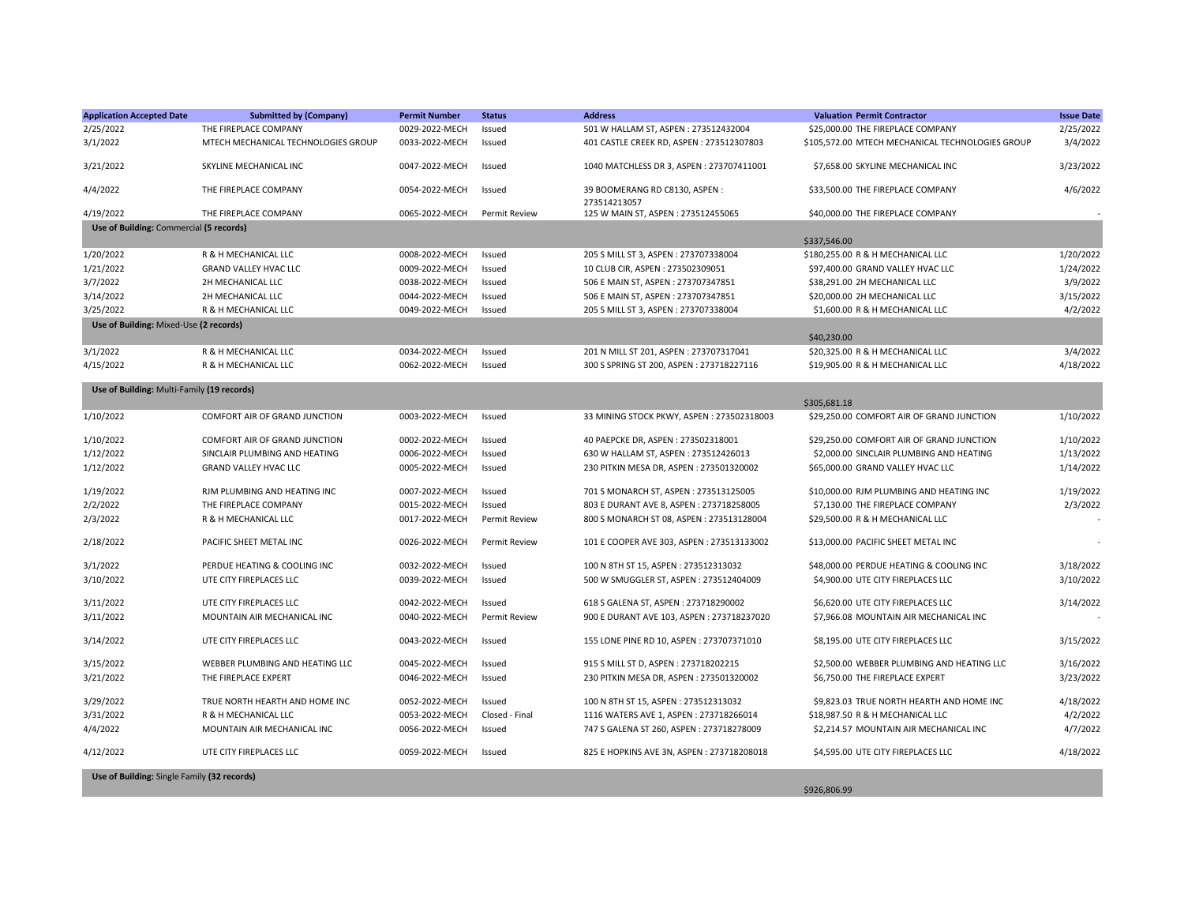| Application Accepted Date | Submitted by (Company) | Permit Number | Status | Address | Valuation | Permit Contractor | Issue Date |
|---|---|---|---|---|---|---|---|
| 2/25/2022 | THE FIREPLACE COMPANY | 0029-2022-MECH | Issued | 501 W HALLAM ST, ASPEN : 273512432004 | $25,000.00 | THE FIREPLACE COMPANY | 2/25/2022 |
| 3/1/2022 | MTECH MECHANICAL TECHNOLOGIES GROUP | 0033-2022-MECH | Issued | 401 CASTLE CREEK RD, ASPEN : 273512307803 | $105,572.00 | MTECH MECHANICAL TECHNOLOGIES GROUP | 3/4/2022 |
| 3/21/2022 | SKYLINE MECHANICAL INC | 0047-2022-MECH | Issued | 1040 MATCHLESS DR 3, ASPEN : 273707411001 | $7,658.00 | SKYLINE MECHANICAL INC | 3/23/2022 |
| 4/4/2022 | THE FIREPLACE COMPANY | 0054-2022-MECH | Issued | 39 BOOMERANG RD C8130, ASPEN : 273514213057 | $33,500.00 | THE FIREPLACE COMPANY | 4/6/2022 |
| 4/19/2022 | THE FIREPLACE COMPANY | 0065-2022-MECH | Permit Review | 125 W MAIN ST, ASPEN : 273512455065 | $40,000.00 | THE FIREPLACE COMPANY | - |
| **Use of Building:** Commercial **(5 records)** | | | | | $337,546.00 | | |
| 1/20/2022 | R & H MECHANICAL LLC | 0008-2022-MECH | Issued | 205 S MILL ST 3, ASPEN : 273707338004 | $180,255.00 | R & H MECHANICAL LLC | 1/20/2022 |
| 1/21/2022 | GRAND VALLEY HVAC LLC | 0009-2022-MECH | Issued | 10 CLUB CIR, ASPEN : 273502309051 | $97,400.00 | GRAND VALLEY HVAC LLC | 1/24/2022 |
| 3/7/2022 | 2H MECHANICAL LLC | 0038-2022-MECH | Issued | 506 E MAIN ST, ASPEN : 273707347851 | $38,291.00 | 2H MECHANICAL LLC | 3/9/2022 |
| 3/14/2022 | 2H MECHANICAL LLC | 0044-2022-MECH | Issued | 506 E MAIN ST, ASPEN : 273707347851 | $20,000.00 | 2H MECHANICAL LLC | 3/15/2022 |
| 3/25/2022 | R & H MECHANICAL LLC | 0049-2022-MECH | Issued | 205 S MILL ST 3, ASPEN : 273707338004 | $1,600.00 | R & H MECHANICAL LLC | 4/2/2022 |
| **Use of Building:** Mixed-Use **(2 records)** | | | | | $40,230.00 | | |
| 3/1/2022 | R & H MECHANICAL LLC | 0034-2022-MECH | Issued | 201 N MILL ST 201, ASPEN : 273707317041 | $20,325.00 | R & H MECHANICAL LLC | 3/4/2022 |
| 4/15/2022 | R & H MECHANICAL LLC | 0062-2022-MECH | Issued | 300 S SPRING ST 200, ASPEN : 273718227116 | $19,905.00 | R & H MECHANICAL LLC | 4/18/2022 |
| **Use of Building:** Multi-Family **(19 records)** | | | | | $305,681.18 | | |
| 1/10/2022 | COMFORT AIR OF GRAND JUNCTION | 0003-2022-MECH | Issued | 33 MINING STOCK PKWY, ASPEN : 273502318003 | $29,250.00 | COMFORT AIR OF GRAND JUNCTION | 1/10/2022 |
| 1/10/2022 | COMFORT AIR OF GRAND JUNCTION | 0002-2022-MECH | Issued | 40 PAEPCKE DR, ASPEN : 273502318001 | $29,250.00 | COMFORT AIR OF GRAND JUNCTION | 1/10/2022 |
| 1/12/2022 | SINCLAIR PLUMBING AND HEATING | 0006-2022-MECH | Issued | 630 W HALLAM ST, ASPEN : 273512426013 | $2,000.00 | SINCLAIR PLUMBING AND HEATING | 1/13/2022 |
| 1/12/2022 | GRAND VALLEY HVAC LLC | 0005-2022-MECH | Issued | 230 PITKIN MESA DR, ASPEN : 273501320002 | $65,000.00 | GRAND VALLEY HVAC LLC | 1/14/2022 |
| 1/19/2022 | RJM PLUMBING AND HEATING INC | 0007-2022-MECH | Issued | 701 S MONARCH ST, ASPEN : 273513125005 | $10,000.00 | RJM PLUMBING AND HEATING INC | 1/19/2022 |
| 2/2/2022 | THE FIREPLACE COMPANY | 0015-2022-MECH | Issued | 803 E DURANT AVE 8, ASPEN : 273718258005 | $7,130.00 | THE FIREPLACE COMPANY | 2/3/2022 |
| 2/3/2022 | R & H MECHANICAL LLC | 0017-2022-MECH | Permit Review | 800 S MONARCH ST 08, ASPEN : 273513128004 | $29,500.00 | R & H MECHANICAL LLC | - |
| 2/18/2022 | PACIFIC SHEET METAL INC | 0026-2022-MECH | Permit Review | 101 E COOPER AVE 303, ASPEN : 273513133002 | $13,000.00 | PACIFIC SHEET METAL INC | - |
| 3/1/2022 | PERDUE HEATING & COOLING INC | 0032-2022-MECH | Issued | 100 N 8TH ST 15, ASPEN : 273512313032 | $48,000.00 | PERDUE HEATING & COOLING INC | 3/18/2022 |
| 3/10/2022 | UTE CITY FIREPLACES LLC | 0039-2022-MECH | Issued | 500 W SMUGGLER ST, ASPEN : 273512404009 | $4,900.00 | UTE CITY FIREPLACES LLC | 3/10/2022 |
| 3/11/2022 | UTE CITY FIREPLACES LLC | 0042-2022-MECH | Issued | 618 S GALENA ST, ASPEN : 273718290002 | $6,620.00 | UTE CITY FIREPLACES LLC | 3/14/2022 |
| 3/11/2022 | MOUNTAIN AIR MECHANICAL INC | 0040-2022-MECH | Permit Review | 900 E DURANT AVE 103, ASPEN : 273718237020 | $7,966.08 | MOUNTAIN AIR MECHANICAL INC | - |
| 3/14/2022 | UTE CITY FIREPLACES LLC | 0043-2022-MECH | Issued | 155 LONE PINE RD 10, ASPEN : 273707371010 | $8,195.00 | UTE CITY FIREPLACES LLC | 3/15/2022 |
| 3/15/2022 | WEBBER PLUMBING AND HEATING LLC | 0045-2022-MECH | Issued | 915 S MILL ST D, ASPEN : 273718202215 | $2,500.00 | WEBBER PLUMBING AND HEATING LLC | 3/16/2022 |
| 3/21/2022 | THE FIREPLACE EXPERT | 0046-2022-MECH | Issued | 230 PITKIN MESA DR, ASPEN : 273501320002 | $6,750.00 | THE FIREPLACE EXPERT | 3/23/2022 |
| 3/29/2022 | TRUE NORTH HEARTH AND HOME INC | 0052-2022-MECH | Issued | 100 N 8TH ST 15, ASPEN : 273512313032 | $9,823.03 | TRUE NORTH HEARTH AND HOME INC | 4/18/2022 |
| 3/31/2022 | R & H MECHANICAL LLC | 0053-2022-MECH | Closed - Final | 1116 WATERS AVE 1, ASPEN : 273718266014 | $18,987.50 | R & H MECHANICAL LLC | 4/2/2022 |
| 4/4/2022 | MOUNTAIN AIR MECHANICAL INC | 0056-2022-MECH | Issued | 747 S GALENA ST 260, ASPEN : 273718278009 | $2,214.57 | MOUNTAIN AIR MECHANICAL INC | 4/7/2022 |
| 4/12/2022 | UTE CITY FIREPLACES LLC | 0059-2022-MECH | Issued | 825 E HOPKINS AVE 3N, ASPEN : 273718208018 | $4,595.00 | UTE CITY FIREPLACES LLC | 4/18/2022 |
| **Use of Building:** Single Family **(32 records)** | | | | | $926,806.99 | | |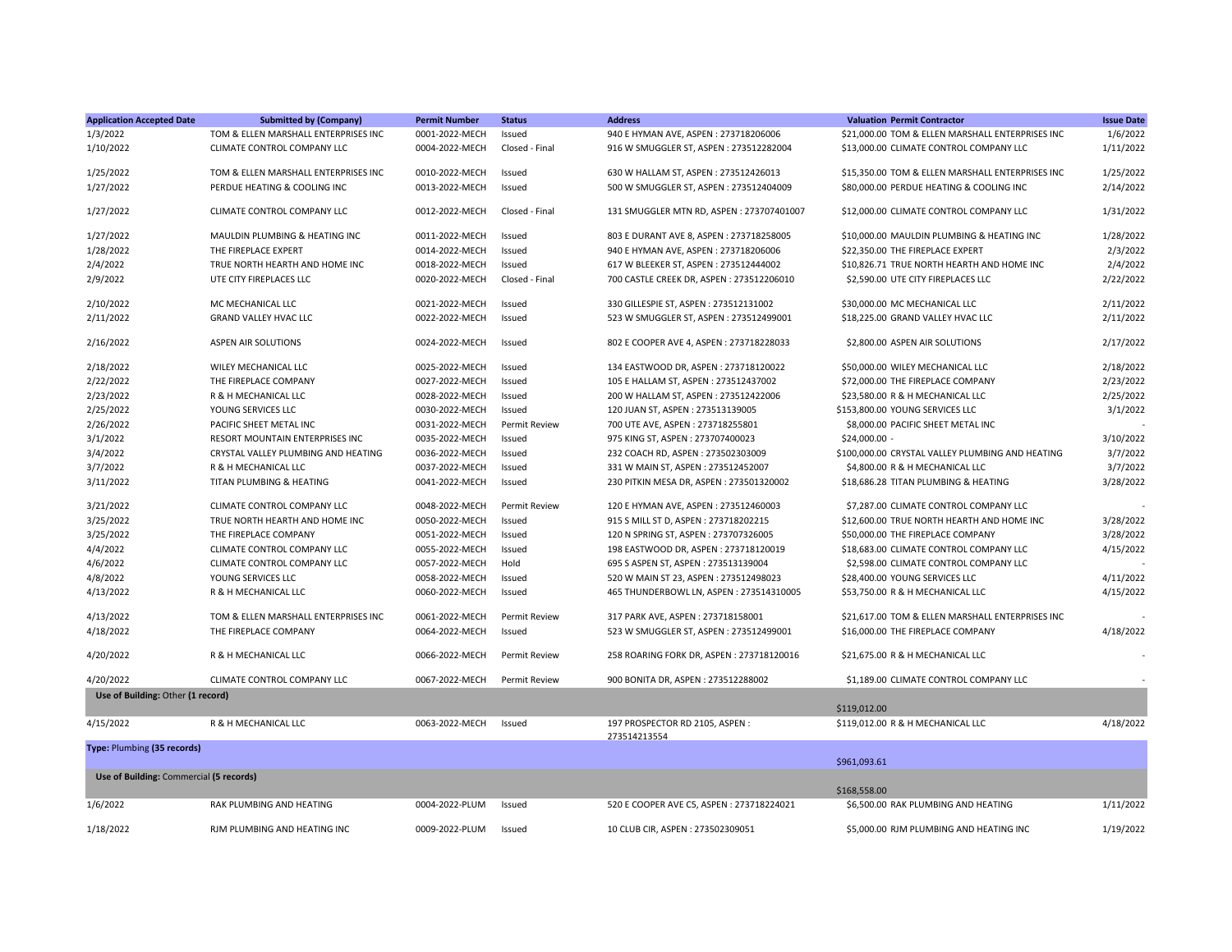| Application Accepted Date | Submitted by (Company) | Permit Number | Status | Address | Valuation | Permit Contractor | Issue Date |
|---|---|---|---|---|---|---|---|
| 1/3/2022 | TOM & ELLEN MARSHALL ENTERPRISES INC | 0001-2022-MECH | Issued | 940 E HYMAN AVE, ASPEN : 273718206006 | $21,000.00 | TOM & ELLEN MARSHALL ENTERPRISES INC | 1/6/2022 |
| 1/10/2022 | CLIMATE CONTROL COMPANY LLC | 0004-2022-MECH | Closed - Final | 916 W SMUGGLER ST, ASPEN : 273512282004 | $13,000.00 | CLIMATE CONTROL COMPANY LLC | 1/11/2022 |
| 1/25/2022 | TOM & ELLEN MARSHALL ENTERPRISES INC | 0010-2022-MECH | Issued | 630 W HALLAM ST, ASPEN : 273512426013 | $15,350.00 | TOM & ELLEN MARSHALL ENTERPRISES INC | 1/25/2022 |
| 1/27/2022 | PERDUE HEATING & COOLING INC | 0013-2022-MECH | Issued | 500 W SMUGGLER ST, ASPEN : 273512404009 | $80,000.00 | PERDUE HEATING & COOLING INC | 2/14/2022 |
| 1/27/2022 | CLIMATE CONTROL COMPANY LLC | 0012-2022-MECH | Closed - Final | 131 SMUGGLER MTN RD, ASPEN : 273707401007 | $12,000.00 | CLIMATE CONTROL COMPANY LLC | 1/31/2022 |
| 1/27/2022 | MAULDIN PLUMBING & HEATING INC | 0011-2022-MECH | Issued | 803 E DURANT AVE 8, ASPEN : 273718258005 | $10,000.00 | MAULDIN PLUMBING & HEATING INC | 1/28/2022 |
| 1/28/2022 | THE FIREPLACE EXPERT | 0014-2022-MECH | Issued | 940 E HYMAN AVE, ASPEN : 273718206006 | $22,350.00 | THE FIREPLACE EXPERT | 2/3/2022 |
| 2/4/2022 | TRUE NORTH HEARTH AND HOME INC | 0018-2022-MECH | Issued | 617 W BLEEKER ST, ASPEN : 273512444002 | $10,826.71 | TRUE NORTH HEARTH AND HOME INC | 2/4/2022 |
| 2/9/2022 | UTE CITY FIREPLACES LLC | 0020-2022-MECH | Closed - Final | 700 CASTLE CREEK DR, ASPEN : 273512206010 | $2,590.00 | UTE CITY FIREPLACES LLC | 2/22/2022 |
| 2/10/2022 | MC MECHANICAL LLC | 0021-2022-MECH | Issued | 330 GILLESPIE ST, ASPEN : 273512131002 | $30,000.00 | MC MECHANICAL LLC | 2/11/2022 |
| 2/11/2022 | GRAND VALLEY HVAC LLC | 0022-2022-MECH | Issued | 523 W SMUGGLER ST, ASPEN : 273512499001 | $18,225.00 | GRAND VALLEY HVAC LLC | 2/11/2022 |
| 2/16/2022 | ASPEN AIR SOLUTIONS | 0024-2022-MECH | Issued | 802 E COOPER AVE 4, ASPEN : 273718228033 | $2,800.00 | ASPEN AIR SOLUTIONS | 2/17/2022 |
| 2/18/2022 | WILEY MECHANICAL LLC | 0025-2022-MECH | Issued | 134 EASTWOOD DR, ASPEN : 273718120022 | $50,000.00 | WILEY MECHANICAL LLC | 2/18/2022 |
| 2/22/2022 | THE FIREPLACE COMPANY | 0027-2022-MECH | Issued | 105 E HALLAM ST, ASPEN : 273512437002 | $72,000.00 | THE FIREPLACE COMPANY | 2/23/2022 |
| 2/23/2022 | R & H MECHANICAL LLC | 0028-2022-MECH | Issued | 200 W HALLAM ST, ASPEN : 273512422006 | $23,580.00 | R & H MECHANICAL LLC | 2/25/2022 |
| 2/25/2022 | YOUNG SERVICES LLC | 0030-2022-MECH | Issued | 120 JUAN ST, ASPEN : 273513139005 | $153,800.00 | YOUNG SERVICES LLC | 3/1/2022 |
| 2/26/2022 | PACIFIC SHEET METAL INC | 0031-2022-MECH | Permit Review | 700 UTE AVE, ASPEN : 273718255801 | $8,000.00 | PACIFIC SHEET METAL INC | - |
| 3/1/2022 | RESORT MOUNTAIN ENTERPRISES INC | 0035-2022-MECH | Issued | 975 KING ST, ASPEN : 273707400023 | $24,000.00 | - | 3/10/2022 |
| 3/4/2022 | CRYSTAL VALLEY PLUMBING AND HEATING | 0036-2022-MECH | Issued | 232 COACH RD, ASPEN : 273502303009 | $100,000.00 | CRYSTAL VALLEY PLUMBING AND HEATING | 3/7/2022 |
| 3/7/2022 | R & H MECHANICAL LLC | 0037-2022-MECH | Issued | 331 W MAIN ST, ASPEN : 273512452007 | $4,800.00 | R & H MECHANICAL LLC | 3/7/2022 |
| 3/11/2022 | TITAN PLUMBING & HEATING | 0041-2022-MECH | Issued | 230 PITKIN MESA DR, ASPEN : 273501320002 | $18,686.28 | TITAN PLUMBING & HEATING | 3/28/2022 |
| 3/21/2022 | CLIMATE CONTROL COMPANY LLC | 0048-2022-MECH | Permit Review | 120 E HYMAN AVE, ASPEN : 273512460003 | $7,287.00 | CLIMATE CONTROL COMPANY LLC | - |
| 3/25/2022 | TRUE NORTH HEARTH AND HOME INC | 0050-2022-MECH | Issued | 915 S MILL ST D, ASPEN : 273718202215 | $12,600.00 | TRUE NORTH HEARTH AND HOME INC | 3/28/2022 |
| 3/25/2022 | THE FIREPLACE COMPANY | 0051-2022-MECH | Issued | 120 N SPRING ST, ASPEN : 273707326005 | $50,000.00 | THE FIREPLACE COMPANY | 3/28/2022 |
| 4/4/2022 | CLIMATE CONTROL COMPANY LLC | 0055-2022-MECH | Issued | 198 EASTWOOD DR, ASPEN : 273718120019 | $18,683.00 | CLIMATE CONTROL COMPANY LLC | 4/15/2022 |
| 4/6/2022 | CLIMATE CONTROL COMPANY LLC | 0057-2022-MECH | Hold | 695 S ASPEN ST, ASPEN : 273513139004 | $2,598.00 | CLIMATE CONTROL COMPANY LLC | - |
| 4/8/2022 | YOUNG SERVICES LLC | 0058-2022-MECH | Issued | 520 W MAIN ST 23, ASPEN : 273512498023 | $28,400.00 | YOUNG SERVICES LLC | 4/11/2022 |
| 4/13/2022 | R & H MECHANICAL LLC | 0060-2022-MECH | Issued | 465 THUNDERBOWL LN, ASPEN : 273514310005 | $53,750.00 | R & H MECHANICAL LLC | 4/15/2022 |
| 4/13/2022 | TOM & ELLEN MARSHALL ENTERPRISES INC | 0061-2022-MECH | Permit Review | 317 PARK AVE, ASPEN : 273718158001 | $21,617.00 | TOM & ELLEN MARSHALL ENTERPRISES INC | - |
| 4/18/2022 | THE FIREPLACE COMPANY | 0064-2022-MECH | Issued | 523 W SMUGGLER ST, ASPEN : 273512499001 | $16,000.00 | THE FIREPLACE COMPANY | 4/18/2022 |
| 4/20/2022 | R & H MECHANICAL LLC | 0066-2022-MECH | Permit Review | 258 ROARING FORK DR, ASPEN : 273718120016 | $21,675.00 | R & H MECHANICAL LLC | - |
| 4/20/2022 | CLIMATE CONTROL COMPANY LLC | 0067-2022-MECH | Permit Review | 900 BONITA DR, ASPEN : 273512288002 | $1,189.00 | CLIMATE CONTROL COMPANY LLC | - |
| **Use of Building:** Other **(1 record)** | | | | | $119,012.00 | | |
| 4/15/2022 | R & H MECHANICAL LLC | 0063-2022-MECH | Issued | 197 PROSPECTOR RD 2105, ASPEN : 273514213554 | $119,012.00 | R & H MECHANICAL LLC | 4/18/2022 |
| **Type:** Plumbing **(35 records)** | | | | | $961,093.61 | | |
| **Use of Building:** Commercial **(5 records)** | | | | | $168,558.00 | | |
| 1/6/2022 | RAK PLUMBING AND HEATING | 0004-2022-PLUM | Issued | 520 E COOPER AVE C5, ASPEN : 273718224021 | $6,500.00 | RAK PLUMBING AND HEATING | 1/11/2022 |
| 1/18/2022 | RJM PLUMBING AND HEATING INC | 0009-2022-PLUM | Issued | 10 CLUB CIR, ASPEN : 273502309051 | $5,000.00 | RJM PLUMBING AND HEATING INC | 1/19/2022 |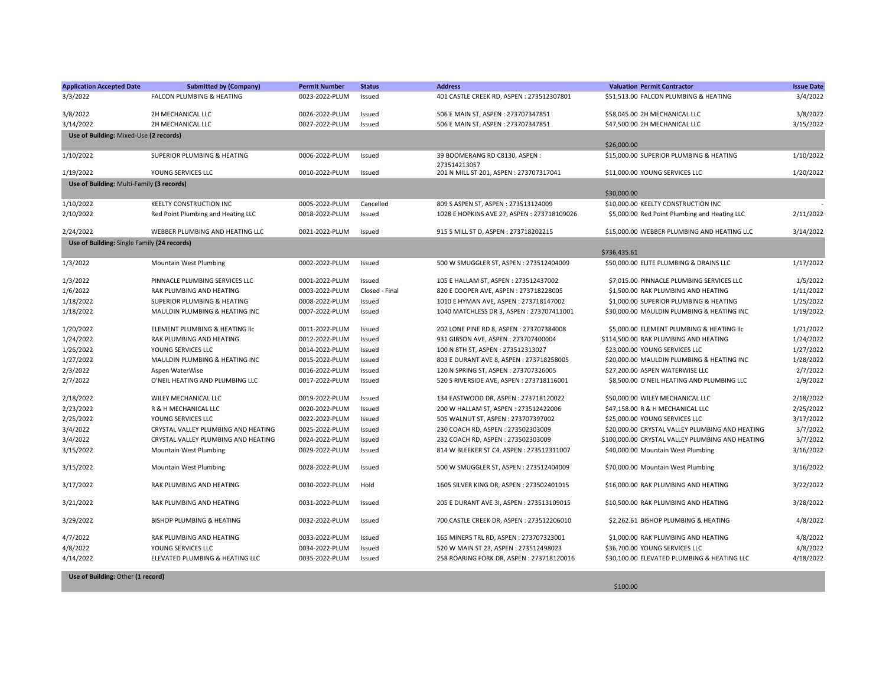| Application Accepted Date | Submitted by (Company) | Permit Number | Status | Address | Valuation | Permit Contractor | Issue Date |
|---|---|---|---|---|---|---|---|
| 3/3/2022 | FALCON PLUMBING & HEATING | 0023-2022-PLUM | Issued | 401 CASTLE CREEK RD, ASPEN : 273512307801 | $51,513.00 | FALCON PLUMBING & HEATING | 3/4/2022 |
| 3/8/2022 | 2H MECHANICAL LLC | 0026-2022-PLUM | Issued | 506 E MAIN ST, ASPEN : 273707347851 | $58,045.00 | 2H MECHANICAL LLC | 3/8/2022 |
| 3/14/2022 | 2H MECHANICAL LLC | 0027-2022-PLUM | Issued | 506 E MAIN ST, ASPEN : 273707347851 | $47,500.00 | 2H MECHANICAL LLC | 3/15/2022 |
| **Use of Building:** Mixed-Use **(2 records)** | | | | | $26,000.00 | | |
| 1/10/2022 | SUPERIOR PLUMBING & HEATING | 0006-2022-PLUM | Issued | 39 BOOMERANG RD C8130, ASPEN : 273514213057 | $15,000.00 | SUPERIOR PLUMBING & HEATING | 1/10/2022 |
| 1/19/2022 | YOUNG SERVICES LLC | 0010-2022-PLUM | Issued | 201 N MILL ST 201, ASPEN : 273707317041 | $11,000.00 | YOUNG SERVICES LLC | 1/20/2022 |
| **Use of Building:** Multi-Family **(3 records)** | | | | | $30,000.00 | | |
| 1/10/2022 | KEELTY CONSTRUCTION INC | 0005-2022-PLUM | Cancelled | 809 S ASPEN ST, ASPEN : 273513124009 | $10,000.00 | KEELTY CONSTRUCTION INC | - |
| 2/10/2022 | Red Point Plumbing and Heating LLC | 0018-2022-PLUM | Issued | 1028 E HOPKINS AVE 27, ASPEN : 273718109026 | $5,000.00 | Red Point Plumbing and Heating LLC | 2/11/2022 |
| 2/24/2022 | WEBBER PLUMBING AND HEATING LLC | 0021-2022-PLUM | Issued | 915 S MILL ST D, ASPEN : 273718202215 | $15,000.00 | WEBBER PLUMBING AND HEATING LLC | 3/14/2022 |
| **Use of Building:** Single Family **(24 records)** | | | | | $736,435.61 | | |
| 1/3/2022 | Mountain West Plumbing | 0002-2022-PLUM | Issued | 500 W SMUGGLER ST, ASPEN : 273512404009 | $50,000.00 | ELITE PLUMBING & DRAINS LLC | 1/17/2022 |
| 1/3/2022 | PINNACLE PLUMBING SERVICES LLC | 0001-2022-PLUM | Issued | 105 E HALLAM ST, ASPEN : 273512437002 | $7,015.00 | PINNACLE PLUMBING SERVICES LLC | 1/5/2022 |
| 1/6/2022 | RAK PLUMBING AND HEATING | 0003-2022-PLUM | Closed - Final | 820 E COOPER AVE, ASPEN : 273718228005 | $1,500.00 | RAK PLUMBING AND HEATING | 1/11/2022 |
| 1/18/2022 | SUPERIOR PLUMBING & HEATING | 0008-2022-PLUM | Issued | 1010 E HYMAN AVE, ASPEN : 273718147002 | $1,000.00 | SUPERIOR PLUMBING & HEATING | 1/25/2022 |
| 1/18/2022 | MAULDIN PLUMBING & HEATING INC | 0007-2022-PLUM | Issued | 1040 MATCHLESS DR 3, ASPEN : 273707411001 | $30,000.00 | MAULDIN PLUMBING & HEATING INC | 1/19/2022 |
| 1/20/2022 | ELEMENT PLUMBING & HEATING llc | 0011-2022-PLUM | Issued | 202 LONE PINE RD 8, ASPEN : 273707384008 | $5,000.00 | ELEMENT PLUMBING & HEATING llc | 1/21/2022 |
| 1/24/2022 | RAK PLUMBING AND HEATING | 0012-2022-PLUM | Issued | 931 GIBSON AVE, ASPEN : 273707400004 | $114,500.00 | RAK PLUMBING AND HEATING | 1/24/2022 |
| 1/26/2022 | YOUNG SERVICES LLC | 0014-2022-PLUM | Issued | 100 N 8TH ST, ASPEN : 273512313027 | $23,000.00 | YOUNG SERVICES LLC | 1/27/2022 |
| 1/27/2022 | MAULDIN PLUMBING & HEATING INC | 0015-2022-PLUM | Issued | 803 E DURANT AVE 8, ASPEN : 273718258005 | $20,000.00 | MAULDIN PLUMBING & HEATING INC | 1/28/2022 |
| 2/3/2022 | Aspen WaterWise | 0016-2022-PLUM | Issued | 120 N SPRING ST, ASPEN : 273707326005 | $27,200.00 | ASPEN WATERWISE LLC | 2/7/2022 |
| 2/7/2022 | O'NEIL HEATING AND PLUMBING LLC | 0017-2022-PLUM | Issued | 520 S RIVERSIDE AVE, ASPEN : 273718116001 | $8,500.00 | O'NEIL HEATING AND PLUMBING LLC | 2/9/2022 |
| 2/18/2022 | WILEY MECHANICAL LLC | 0019-2022-PLUM | Issued | 134 EASTWOOD DR, ASPEN : 273718120022 | $50,000.00 | WILEY MECHANICAL LLC | 2/18/2022 |
| 2/23/2022 | R & H MECHANICAL LLC | 0020-2022-PLUM | Issued | 200 W HALLAM ST, ASPEN : 273512422006 | $47,158.00 | R & H MECHANICAL LLC | 2/25/2022 |
| 2/25/2022 | YOUNG SERVICES LLC | 0022-2022-PLUM | Issued | 505 WALNUT ST, ASPEN : 273707397002 | $25,000.00 | YOUNG SERVICES LLC | 3/17/2022 |
| 3/4/2022 | CRYSTAL VALLEY PLUMBING AND HEATING | 0025-2022-PLUM | Issued | 230 COACH RD, ASPEN : 273502303009 | $20,000.00 | CRYSTAL VALLEY PLUMBING AND HEATING | 3/7/2022 |
| 3/4/2022 | CRYSTAL VALLEY PLUMBING AND HEATING | 0024-2022-PLUM | Issued | 232 COACH RD, ASPEN : 273502303009 | $100,000.00 | CRYSTAL VALLEY PLUMBING AND HEATING | 3/7/2022 |
| 3/15/2022 | Mountain West Plumbing | 0029-2022-PLUM | Issued | 814 W BLEEKER ST C4, ASPEN : 273512311007 | $40,000.00 | Mountain West Plumbing | 3/16/2022 |
| 3/15/2022 | Mountain West Plumbing | 0028-2022-PLUM | Issued | 500 W SMUGGLER ST, ASPEN : 273512404009 | $70,000.00 | Mountain West Plumbing | 3/16/2022 |
| 3/17/2022 | RAK PLUMBING AND HEATING | 0030-2022-PLUM | Hold | 1605 SILVER KING DR, ASPEN : 273502401015 | $16,000.00 | RAK PLUMBING AND HEATING | 3/22/2022 |
| 3/21/2022 | RAK PLUMBING AND HEATING | 0031-2022-PLUM | Issued | 205 E DURANT AVE 3I, ASPEN : 273513109015 | $10,500.00 | RAK PLUMBING AND HEATING | 3/28/2022 |
| 3/29/2022 | BISHOP PLUMBING & HEATING | 0032-2022-PLUM | Issued | 700 CASTLE CREEK DR, ASPEN : 273512206010 | $2,262.61 | BISHOP PLUMBING & HEATING | 4/8/2022 |
| 4/7/2022 | RAK PLUMBING AND HEATING | 0033-2022-PLUM | Issued | 165 MINERS TRL RD, ASPEN : 273707323001 | $1,000.00 | RAK PLUMBING AND HEATING | 4/8/2022 |
| 4/8/2022 | YOUNG SERVICES LLC | 0034-2022-PLUM | Issued | 520 W MAIN ST 23, ASPEN : 273512498023 | $36,700.00 | YOUNG SERVICES LLC | 4/8/2022 |
| 4/14/2022 | ELEVATED PLUMBING & HEATING LLC | 0035-2022-PLUM | Issued | 258 ROARING FORK DR, ASPEN : 273718120016 | $30,100.00 | ELEVATED PLUMBING & HEATING LLC | 4/18/2022 |
| **Use of Building:** Other **(1 record)** | | | | | $100.00 | | |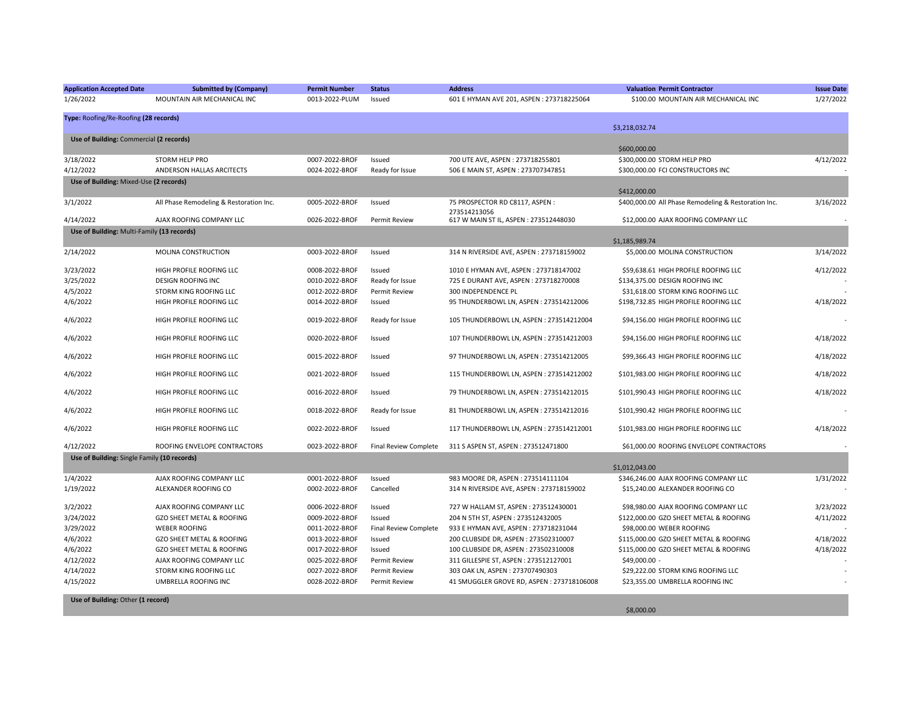| Application Accepted Date | Submitted by (Company) | Permit Number | Status | Address | Valuation | Permit Contractor | Issue Date |
|---|---|---|---|---|---|---|---|
| 1/26/2022 | MOUNTAIN AIR MECHANICAL INC | 0013-2022-PLUM | Issued | 601 E HYMAN AVE 201, ASPEN : 273718225064 | $100.00 | MOUNTAIN AIR MECHANICAL INC | 1/27/2022 |
| **Type:** Roofing/Re-Roofing **(28 records)** | | | | | $3,218,032.74 | | |
| **Use of Building:** Commercial **(2 records)** | | | | | $600,000.00 | | |
| 3/18/2022 | STORM HELP PRO | 0007-2022-BROF | Issued | 700 UTE AVE, ASPEN : 273718255801 | $300,000.00 | STORM HELP PRO | 4/12/2022 |
| 4/12/2022 | ANDERSON HALLAS ARCITECTS | 0024-2022-BROF | Ready for Issue | 506 E MAIN ST, ASPEN : 273707347851 | $300,000.00 | FCI CONSTRUCTORS INC | - |
| **Use of Building:** Mixed-Use **(2 records)** | | | | | $412,000.00 | | |
| 3/1/2022 | All Phase Remodeling & Restoration Inc. | 0005-2022-BROF | Issued | 75 PROSPECTOR RD C8117, ASPEN : 273514213056 | $400,000.00 | All Phase Remodeling & Restoration Inc. | 3/16/2022 |
| 4/14/2022 | AJAX ROOFING COMPANY LLC | 0026-2022-BROF | Permit Review | 617 W MAIN ST IL, ASPEN : 273512448030 | $12,000.00 | AJAX ROOFING COMPANY LLC | - |
| **Use of Building:** Multi-Family **(13 records)** | | | | | $1,185,989.74 | | |
| 2/14/2022 | MOLINA CONSTRUCTION | 0003-2022-BROF | Issued | 314 N RIVERSIDE AVE, ASPEN : 273718159002 | $5,000.00 | MOLINA CONSTRUCTION | 3/14/2022 |
| 3/23/2022 | HIGH PROFILE ROOFING LLC | 0008-2022-BROF | Issued | 1010 E HYMAN AVE, ASPEN : 273718147002 | $59,638.61 | HIGH PROFILE ROOFING LLC | 4/12/2022 |
| 3/25/2022 | DESIGN ROOFING INC | 0010-2022-BROF | Ready for Issue | 725 E DURANT AVE, ASPEN : 273718270008 | $134,375.00 | DESIGN ROOFING INC | - |
| 4/5/2022 | STORM KING ROOFING LLC | 0012-2022-BROF | Permit Review | 300 INDEPENDENCE PL | $31,618.00 | STORM KING ROOFING LLC | - |
| 4/6/2022 | HIGH PROFILE ROOFING LLC | 0014-2022-BROF | Issued | 95 THUNDERBOWL LN, ASPEN : 273514212006 | $198,732.85 | HIGH PROFILE ROOFING LLC | 4/18/2022 |
| 4/6/2022 | HIGH PROFILE ROOFING LLC | 0019-2022-BROF | Ready for Issue | 105 THUNDERBOWL LN, ASPEN : 273514212004 | $94,156.00 | HIGH PROFILE ROOFING LLC | - |
| 4/6/2022 | HIGH PROFILE ROOFING LLC | 0020-2022-BROF | Issued | 107 THUNDERBOWL LN, ASPEN : 273514212003 | $94,156.00 | HIGH PROFILE ROOFING LLC | 4/18/2022 |
| 4/6/2022 | HIGH PROFILE ROOFING LLC | 0015-2022-BROF | Issued | 97 THUNDERBOWL LN, ASPEN : 273514212005 | $99,366.43 | HIGH PROFILE ROOFING LLC | 4/18/2022 |
| 4/6/2022 | HIGH PROFILE ROOFING LLC | 0021-2022-BROF | Issued | 115 THUNDERBOWL LN, ASPEN : 273514212002 | $101,983.00 | HIGH PROFILE ROOFING LLC | 4/18/2022 |
| 4/6/2022 | HIGH PROFILE ROOFING LLC | 0016-2022-BROF | Issued | 79 THUNDERBOWL LN, ASPEN : 273514212015 | $101,990.43 | HIGH PROFILE ROOFING LLC | 4/18/2022 |
| 4/6/2022 | HIGH PROFILE ROOFING LLC | 0018-2022-BROF | Ready for Issue | 81 THUNDERBOWL LN, ASPEN : 273514212016 | $101,990.42 | HIGH PROFILE ROOFING LLC | - |
| 4/6/2022 | HIGH PROFILE ROOFING LLC | 0022-2022-BROF | Issued | 117 THUNDERBOWL LN, ASPEN : 273514212001 | $101,983.00 | HIGH PROFILE ROOFING LLC | 4/18/2022 |
| 4/12/2022 | ROOFING ENVELOPE CONTRACTORS | 0023-2022-BROF | Final Review Complete | 311 S ASPEN ST, ASPEN : 273512471800 | $61,000.00 | ROOFING ENVELOPE CONTRACTORS | - |
| **Use of Building:** Single Family **(10 records)** | | | | | $1,012,043.00 | | |
| 1/4/2022 | AJAX ROOFING COMPANY LLC | 0001-2022-BROF | Issued | 983 MOORE DR, ASPEN : 273514111104 | $346,246.00 | AJAX ROOFING COMPANY LLC | 1/31/2022 |
| 1/19/2022 | ALEXANDER ROOFING CO | 0002-2022-BROF | Cancelled | 314 N RIVERSIDE AVE, ASPEN : 273718159002 | $15,240.00 | ALEXANDER ROOFING CO | - |
| 3/2/2022 | AJAX ROOFING COMPANY LLC | 0006-2022-BROF | Issued | 727 W HALLAM ST, ASPEN : 273512430001 | $98,980.00 | AJAX ROOFING COMPANY LLC | 3/23/2022 |
| 3/24/2022 | GZO SHEET METAL & ROOFING | 0009-2022-BROF | Issued | 204 N 5TH ST, ASPEN : 273512432005 | $122,000.00 | GZO SHEET METAL & ROOFING | 4/11/2022 |
| 3/29/2022 | WEBER ROOFING | 0011-2022-BROF | Final Review Complete | 933 E HYMAN AVE, ASPEN : 273718231044 | $98,000.00 | WEBER ROOFING | - |
| 4/6/2022 | GZO SHEET METAL & ROOFING | 0013-2022-BROF | Issued | 200 CLUBSIDE DR, ASPEN : 273502310007 | $115,000.00 | GZO SHEET METAL & ROOFING | 4/18/2022 |
| 4/6/2022 | GZO SHEET METAL & ROOFING | 0017-2022-BROF | Issued | 100 CLUBSIDE DR, ASPEN : 273502310008 | $115,000.00 | GZO SHEET METAL & ROOFING | 4/18/2022 |
| 4/12/2022 | AJAX ROOFING COMPANY LLC | 0025-2022-BROF | Permit Review | 311 GILLESPIE ST, ASPEN : 273512127001 | $49,000.00 | - | - |
| 4/14/2022 | STORM KING ROOFING LLC | 0027-2022-BROF | Permit Review | 303 OAK LN, ASPEN : 273707490303 | $29,222.00 | STORM KING ROOFING LLC | - |
| 4/15/2022 | UMBRELLA ROOFING INC | 0028-2022-BROF | Permit Review | 41 SMUGGLER GROVE RD, ASPEN : 273718106008 | $23,355.00 | UMBRELLA ROOFING INC | - |
| **Use of Building:** Other **(1 record)** | | | | | $8,000.00 | | |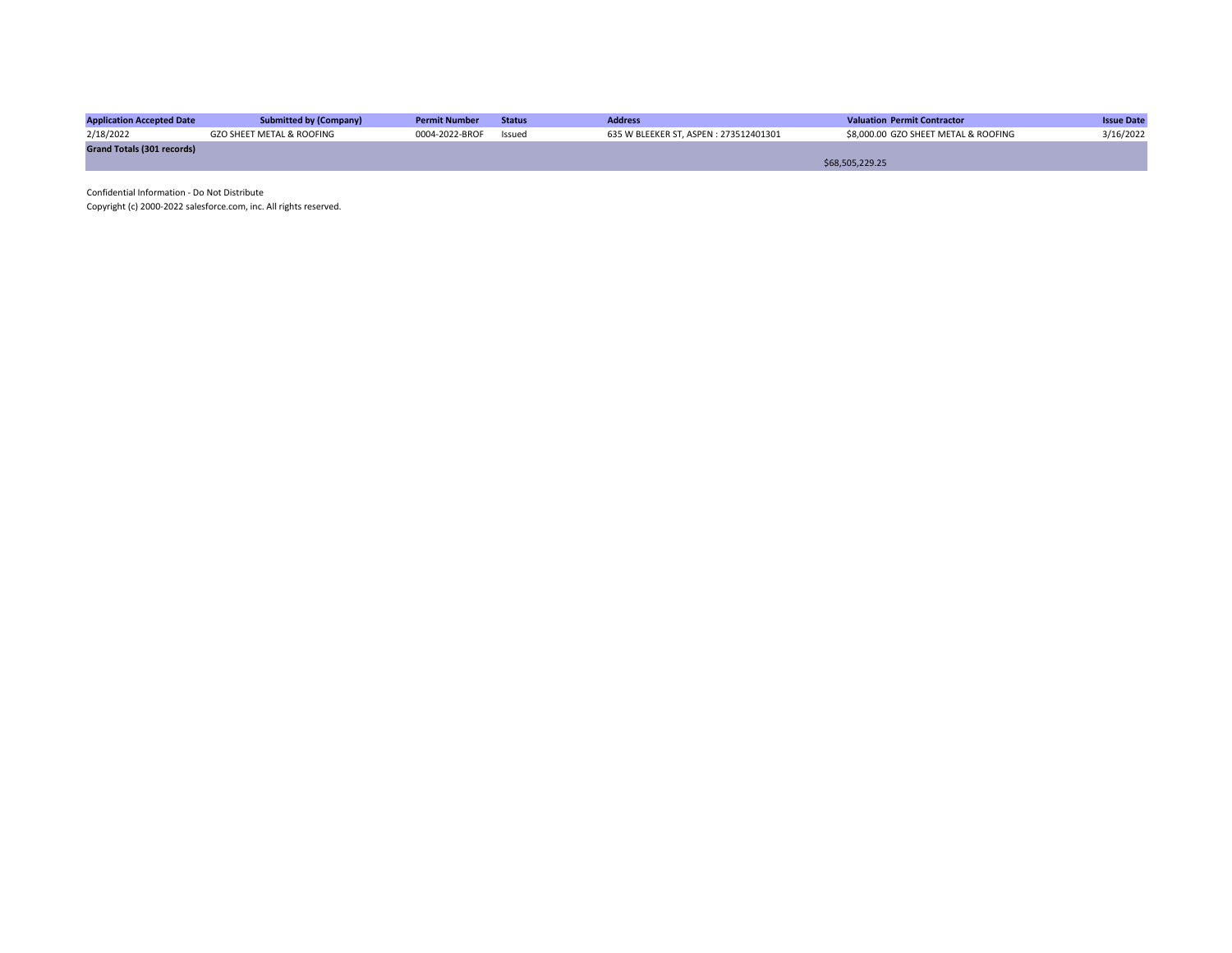| Application Accepted Date | Submitted by (Company) | Permit Number | Status | Address | Valuation | Permit Contractor | Issue Date |
|---|---|---|---|---|---|---|---|
| 2/18/2022 | GZO SHEET METAL & ROOFING | 0004-2022-BROF | Issued | 635 W BLEEKER ST, ASPEN : 273512401301 | $8,000.00 | GZO SHEET METAL & ROOFING | 3/16/2022 |
| **Grand Totals (301 records)** | | | | | | | |
| | | | | | $68,505,229.25 | | |

Confidential Information - Do Not Distribute

Copyright (c) 2000-2022 salesforce.com, inc. All rights reserved.